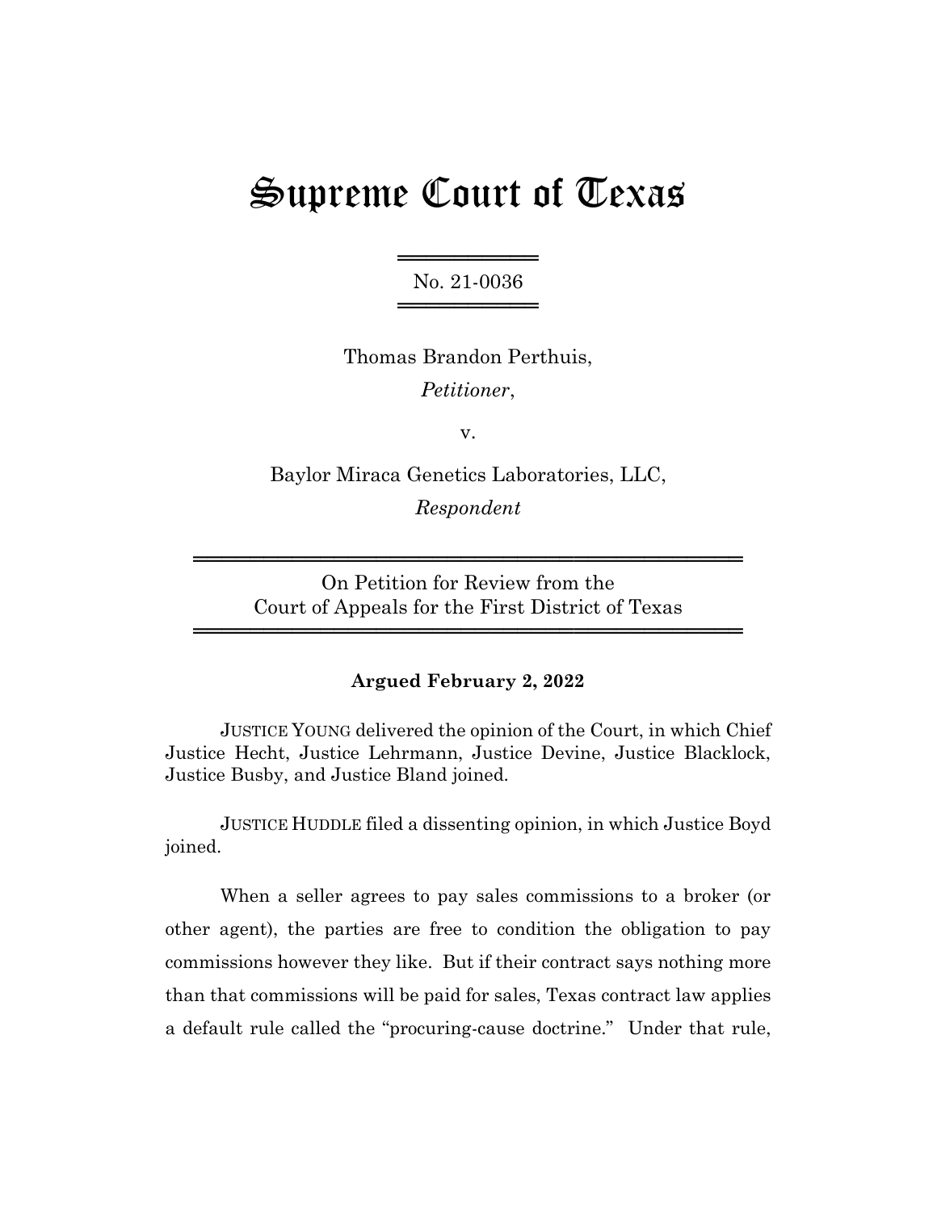# Supreme Court of Texas

No. 21-0036

Thomas Brandon Perthuis,
*Petitioner*,

v.

Baylor Miraca Genetics Laboratories, LLC,
*Respondent*

On Petition for Review from the
Court of Appeals for the First District of Texas

**Argued February 2, 2022**

JUSTICE YOUNG delivered the opinion of the Court, in which Chief Justice Hecht, Justice Lehrmann, Justice Devine, Justice Blacklock, Justice Busby, and Justice Bland joined.

JUSTICE HUDDLE filed a dissenting opinion, in which Justice Boyd joined.

When a seller agrees to pay sales commissions to a broker (or other agent), the parties are free to condition the obligation to pay commissions however they like. But if their contract says nothing more than that commissions will be paid for sales, Texas contract law applies a default rule called the "procuring-cause doctrine." Under that rule,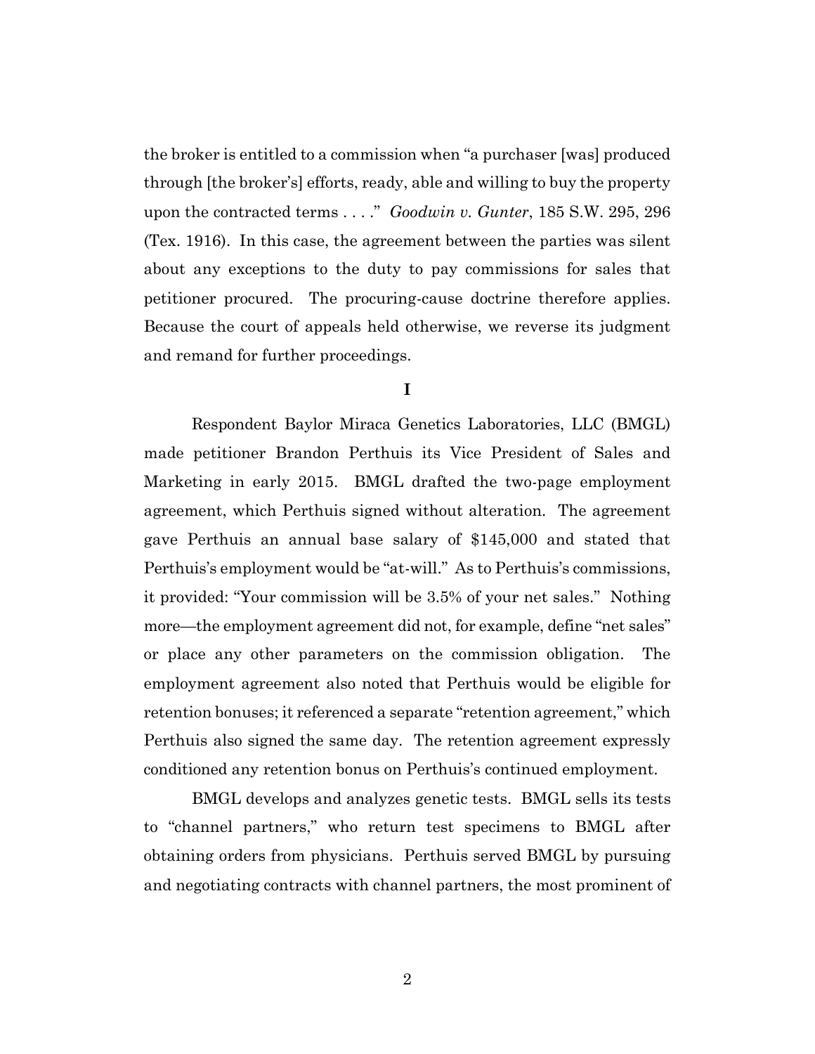the broker is entitled to a commission when "a purchaser [was] produced through [the broker's] efforts, ready, able and willing to buy the property upon the contracted terms . . . ." *Goodwin v. Gunter*, 185 S.W. 295, 296 (Tex. 1916). In this case, the agreement between the parties was silent about any exceptions to the duty to pay commissions for sales that petitioner procured. The procuring-cause doctrine therefore applies. Because the court of appeals held otherwise, we reverse its judgment and remand for further proceedings.

## I

Respondent Baylor Miraca Genetics Laboratories, LLC (BMGL) made petitioner Brandon Perthuis its Vice President of Sales and Marketing in early 2015. BMGL drafted the two-page employment agreement, which Perthuis signed without alteration. The agreement gave Perthuis an annual base salary of $145,000 and stated that Perthuis's employment would be "at-will." As to Perthuis's commissions, it provided: "Your commission will be 3.5% of your net sales." Nothing more—the employment agreement did not, for example, define "net sales" or place any other parameters on the commission obligation. The employment agreement also noted that Perthuis would be eligible for retention bonuses; it referenced a separate "retention agreement," which Perthuis also signed the same day. The retention agreement expressly conditioned any retention bonus on Perthuis's continued employment.

BMGL develops and analyzes genetic tests. BMGL sells its tests to "channel partners," who return test specimens to BMGL after obtaining orders from physicians. Perthuis served BMGL by pursuing and negotiating contracts with channel partners, the most prominent of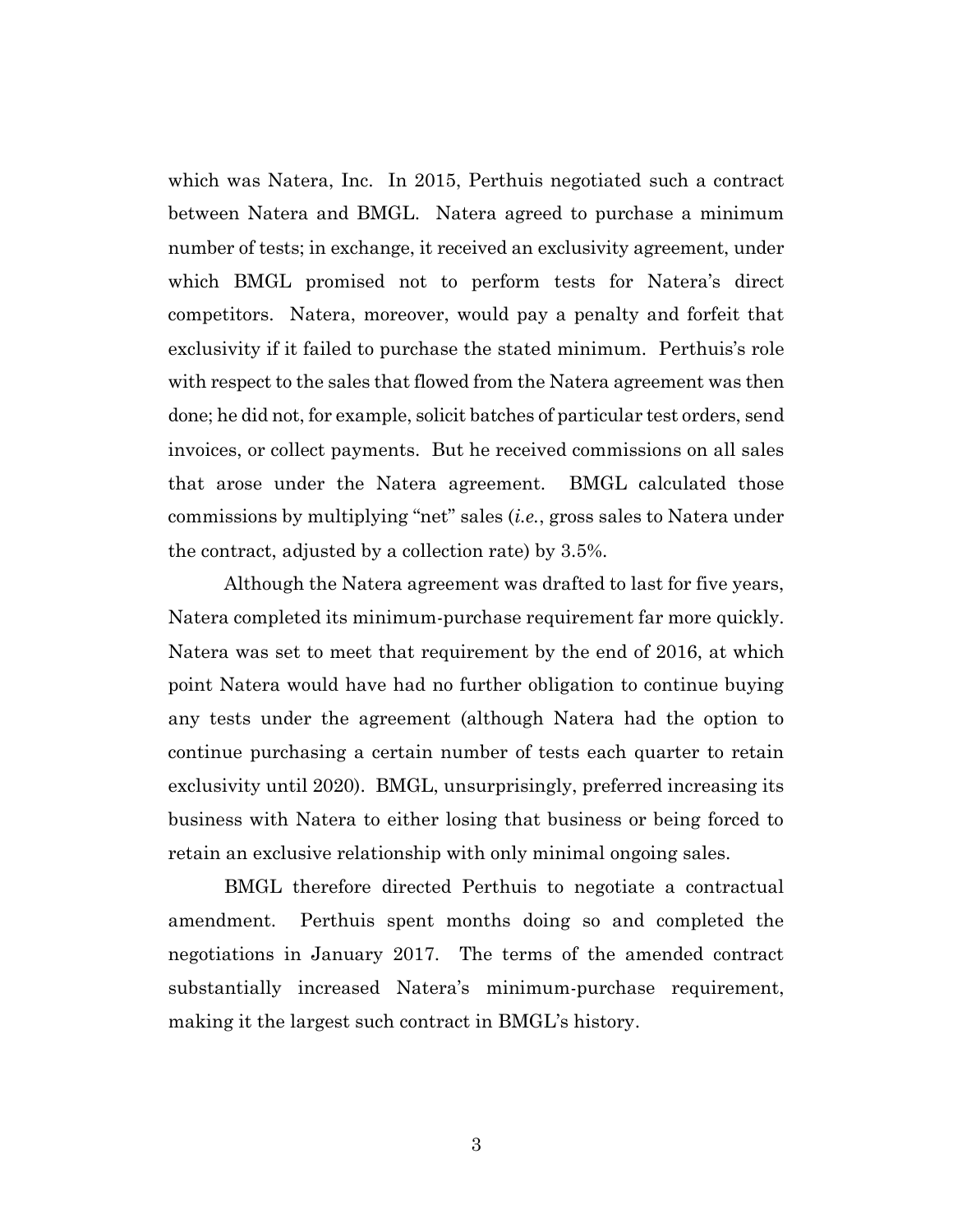which was Natera, Inc. In 2015, Perthuis negotiated such a contract between Natera and BMGL. Natera agreed to purchase a minimum number of tests; in exchange, it received an exclusivity agreement, under which BMGL promised not to perform tests for Natera's direct competitors. Natera, moreover, would pay a penalty and forfeit that exclusivity if it failed to purchase the stated minimum. Perthuis's role with respect to the sales that flowed from the Natera agreement was then done; he did not, for example, solicit batches of particular test orders, send invoices, or collect payments. But he received commissions on all sales that arose under the Natera agreement. BMGL calculated those commissions by multiplying "net" sales (*i.e.*, gross sales to Natera under the contract, adjusted by a collection rate) by 3.5%.

Although the Natera agreement was drafted to last for five years, Natera completed its minimum-purchase requirement far more quickly. Natera was set to meet that requirement by the end of 2016, at which point Natera would have had no further obligation to continue buying any tests under the agreement (although Natera had the option to continue purchasing a certain number of tests each quarter to retain exclusivity until 2020). BMGL, unsurprisingly, preferred increasing its business with Natera to either losing that business or being forced to retain an exclusive relationship with only minimal ongoing sales.

BMGL therefore directed Perthuis to negotiate a contractual amendment. Perthuis spent months doing so and completed the negotiations in January 2017. The terms of the amended contract substantially increased Natera's minimum-purchase requirement, making it the largest such contract in BMGL's history.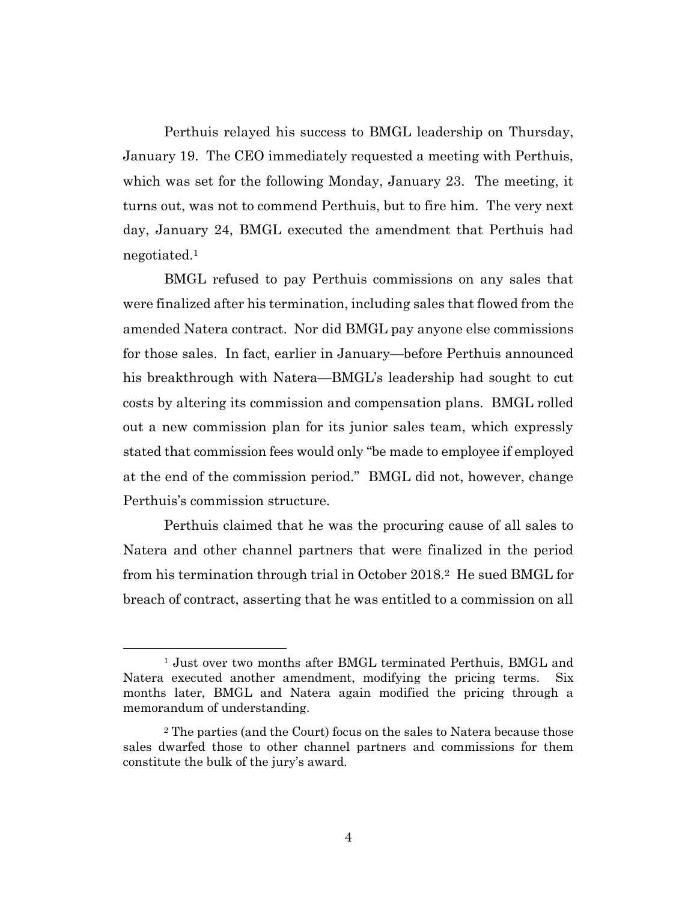Perthuis relayed his success to BMGL leadership on Thursday, January 19. The CEO immediately requested a meeting with Perthuis, which was set for the following Monday, January 23. The meeting, it turns out, was not to commend Perthuis, but to fire him. The very next day, January 24, BMGL executed the amendment that Perthuis had negotiated.[1]

BMGL refused to pay Perthuis commissions on any sales that were finalized after his termination, including sales that flowed from the amended Natera contract. Nor did BMGL pay anyone else commissions for those sales. In fact, earlier in January—before Perthuis announced his breakthrough with Natera—BMGL's leadership had sought to cut costs by altering its commission and compensation plans. BMGL rolled out a new commission plan for its junior sales team, which expressly stated that commission fees would only "be made to employee if employed at the end of the commission period." BMGL did not, however, change Perthuis's commission structure.

Perthuis claimed that he was the procuring cause of all sales to Natera and other channel partners that were finalized in the period from his termination through trial in October 2018.[2] He sued BMGL for breach of contract, asserting that he was entitled to a commission on all

---

[1] Just over two months after BMGL terminated Perthuis, BMGL and Natera executed another amendment, modifying the pricing terms. Six months later, BMGL and Natera again modified the pricing through a memorandum of understanding.

[2] The parties (and the Court) focus on the sales to Natera because those sales dwarfed those to other channel partners and commissions for them constitute the bulk of the jury's award.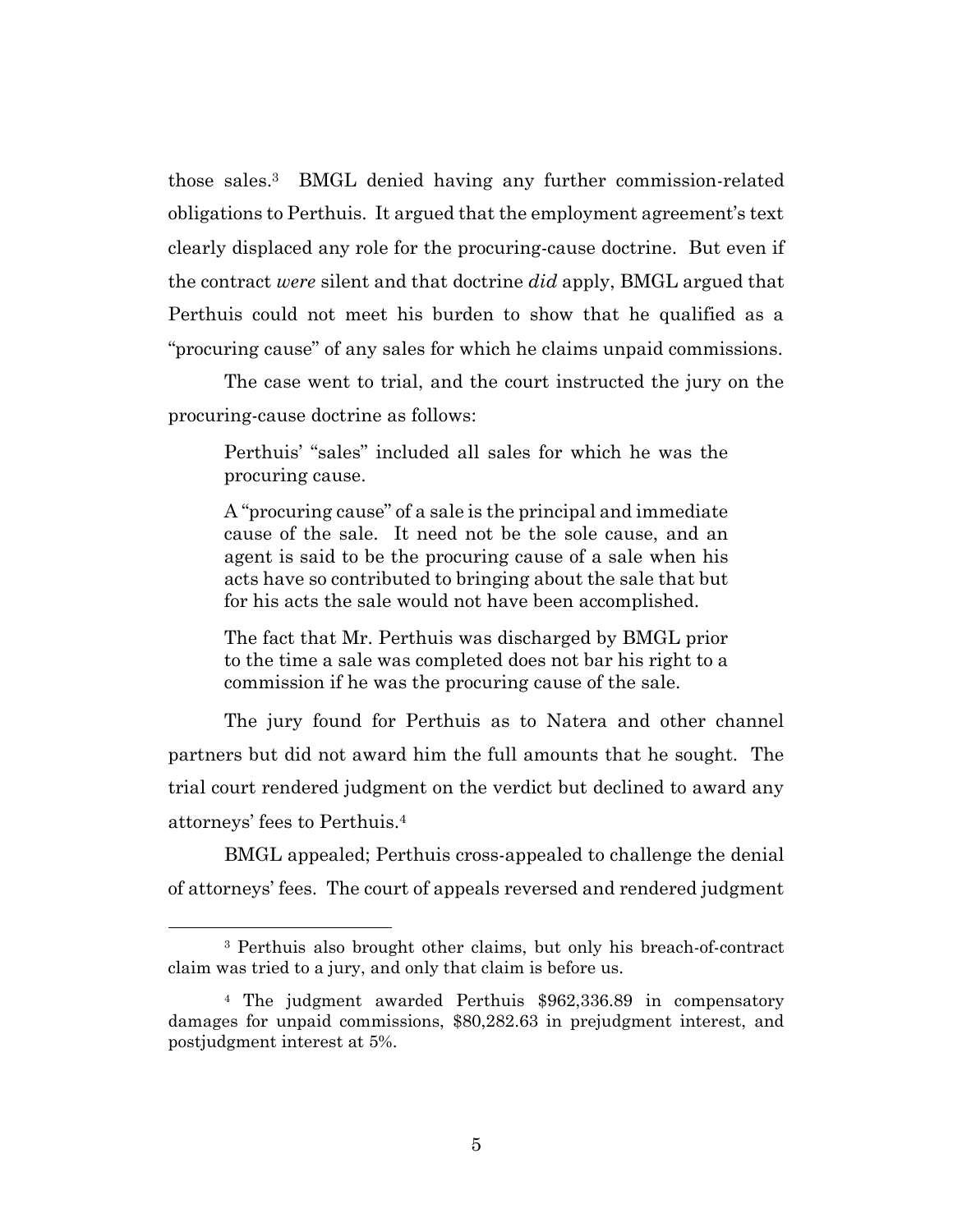those sales.[3] BMGL denied having any further commission-related obligations to Perthuis. It argued that the employment agreement's text clearly displaced any role for the procuring-cause doctrine. But even if the contract *were* silent and that doctrine *did* apply, BMGL argued that Perthuis could not meet his burden to show that he qualified as a "procuring cause" of any sales for which he claims unpaid commissions.

The case went to trial, and the court instructed the jury on the procuring-cause doctrine as follows:

> Perthuis' "sales" included all sales for which he was the procuring cause.
>
> A "procuring cause" of a sale is the principal and immediate cause of the sale. It need not be the sole cause, and an agent is said to be the procuring cause of a sale when his acts have so contributed to bringing about the sale that but for his acts the sale would not have been accomplished.
>
> The fact that Mr. Perthuis was discharged by BMGL prior to the time a sale was completed does not bar his right to a commission if he was the procuring cause of the sale.

The jury found for Perthuis as to Natera and other channel partners but did not award him the full amounts that he sought. The trial court rendered judgment on the verdict but declined to award any attorneys' fees to Perthuis.[4]

BMGL appealed; Perthuis cross-appealed to challenge the denial of attorneys' fees. The court of appeals reversed and rendered judgment

---

[3] Perthuis also brought other claims, but only his breach-of-contract claim was tried to a jury, and only that claim is before us.

[4] The judgment awarded Perthuis $962,336.89 in compensatory damages for unpaid commissions, $80,282.63 in prejudgment interest, and postjudgment interest at 5%.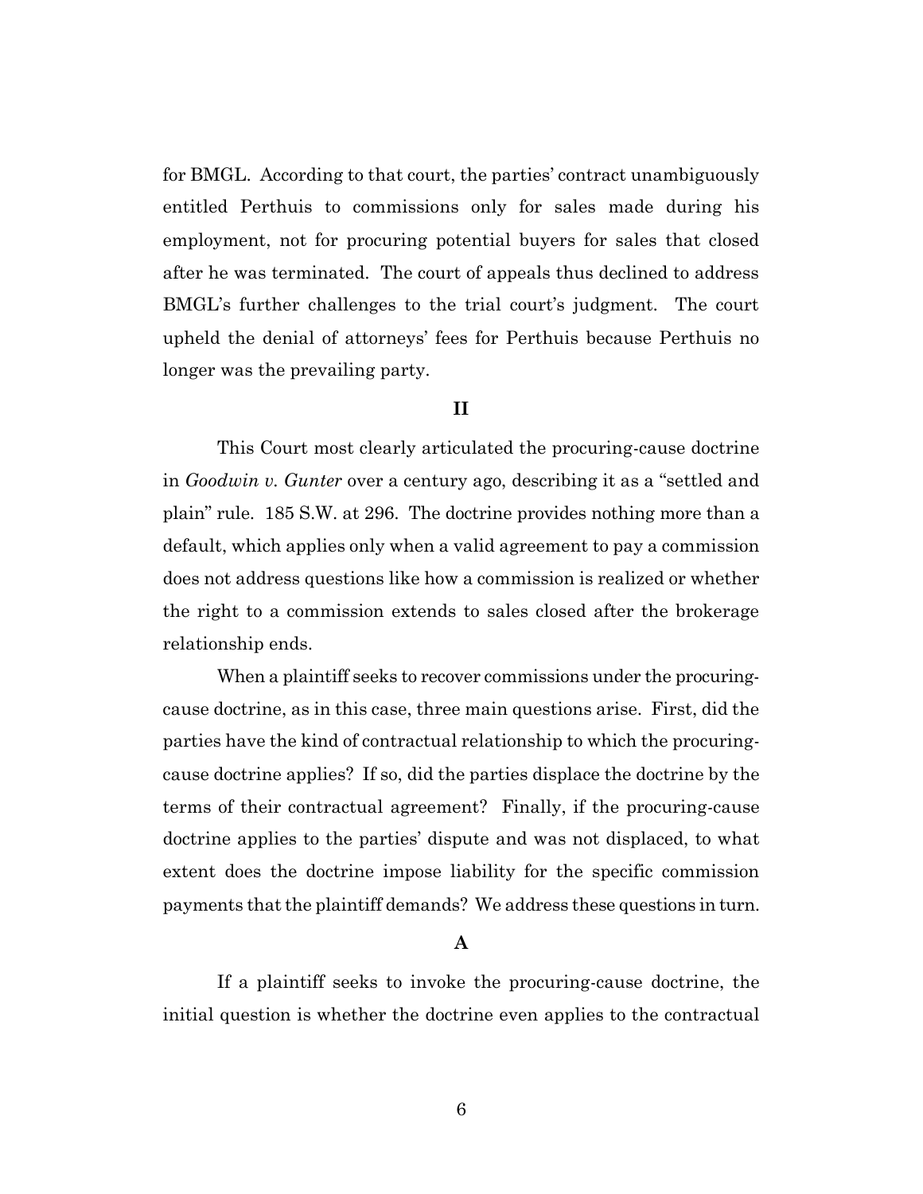for BMGL. According to that court, the parties' contract unambiguously entitled Perthuis to commissions only for sales made during his employment, not for procuring potential buyers for sales that closed after he was terminated. The court of appeals thus declined to address BMGL's further challenges to the trial court's judgment. The court upheld the denial of attorneys' fees for Perthuis because Perthuis no longer was the prevailing party.

## II

This Court most clearly articulated the procuring-cause doctrine in *Goodwin v. Gunter* over a century ago, describing it as a "settled and plain" rule. 185 S.W. at 296. The doctrine provides nothing more than a default, which applies only when a valid agreement to pay a commission does not address questions like how a commission is realized or whether the right to a commission extends to sales closed after the brokerage relationship ends.

When a plaintiff seeks to recover commissions under the procuring-cause doctrine, as in this case, three main questions arise. First, did the parties have the kind of contractual relationship to which the procuring-cause doctrine applies? If so, did the parties displace the doctrine by the terms of their contractual agreement? Finally, if the procuring-cause doctrine applies to the parties' dispute and was not displaced, to what extent does the doctrine impose liability for the specific commission payments that the plaintiff demands? We address these questions in turn.

### A

If a plaintiff seeks to invoke the procuring-cause doctrine, the initial question is whether the doctrine even applies to the contractual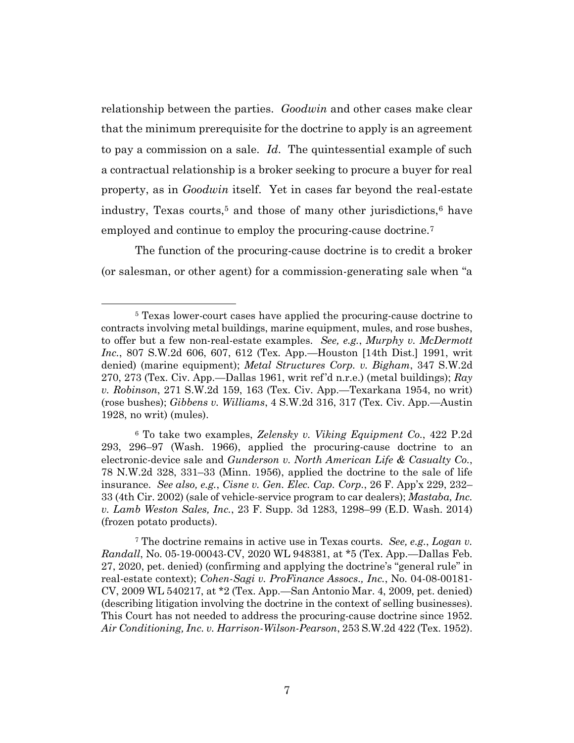relationship between the parties. *Goodwin* and other cases make clear that the minimum prerequisite for the doctrine to apply is an agreement to pay a commission on a sale. *Id.* The quintessential example of such a contractual relationship is a broker seeking to procure a buyer for real property, as in *Goodwin* itself. Yet in cases far beyond the real-estate industry, Texas courts,[5] and those of many other jurisdictions,[6] have employed and continue to employ the procuring-cause doctrine.[7]

The function of the procuring-cause doctrine is to credit a broker (or salesman, or other agent) for a commission-generating sale when "a

---

[5] Texas lower-court cases have applied the procuring-cause doctrine to contracts involving metal buildings, marine equipment, mules, and rose bushes, to offer but a few non-real-estate examples. *See, e.g.*, *Murphy v. McDermott Inc.*, 807 S.W.2d 606, 607, 612 (Tex. App.—Houston [14th Dist.] 1991, writ denied) (marine equipment); *Metal Structures Corp. v. Bigham*, 347 S.W.2d 270, 273 (Tex. Civ. App.—Dallas 1961, writ ref'd n.r.e.) (metal buildings); *Ray v. Robinson*, 271 S.W.2d 159, 163 (Tex. Civ. App.—Texarkana 1954, no writ) (rose bushes); *Gibbens v. Williams*, 4 S.W.2d 316, 317 (Tex. Civ. App.—Austin 1928, no writ) (mules).

[6] To take two examples, *Zelensky v. Viking Equipment Co.*, 422 P.2d 293, 296–97 (Wash. 1966), applied the procuring-cause doctrine to an electronic-device sale and *Gunderson v. North American Life & Casualty Co.*, 78 N.W.2d 328, 331–33 (Minn. 1956), applied the doctrine to the sale of life insurance. *See also, e.g.*, *Cisne v. Gen. Elec. Cap. Corp.*, 26 F. App'x 229, 232–33 (4th Cir. 2002) (sale of vehicle-service program to car dealers); *Mastaba, Inc. v. Lamb Weston Sales, Inc.*, 23 F. Supp. 3d 1283, 1298–99 (E.D. Wash. 2014) (frozen potato products).

[7] The doctrine remains in active use in Texas courts. *See, e.g.*, *Logan v. Randall*, No. 05-19-00043-CV, 2020 WL 948381, at *5 (Tex. App.—Dallas Feb. 27, 2020, pet. denied) (confirming and applying the doctrine's "general rule" in real-estate context); *Cohen-Sagi v. ProFinance Assocs., Inc.*, No. 04-08-00181-CV, 2009 WL 540217, at *2 (Tex. App.—San Antonio Mar. 4, 2009, pet. denied) (describing litigation involving the doctrine in the context of selling businesses). This Court has not needed to address the procuring-cause doctrine since 1952. *Air Conditioning, Inc. v. Harrison-Wilson-Pearson*, 253 S.W.2d 422 (Tex. 1952).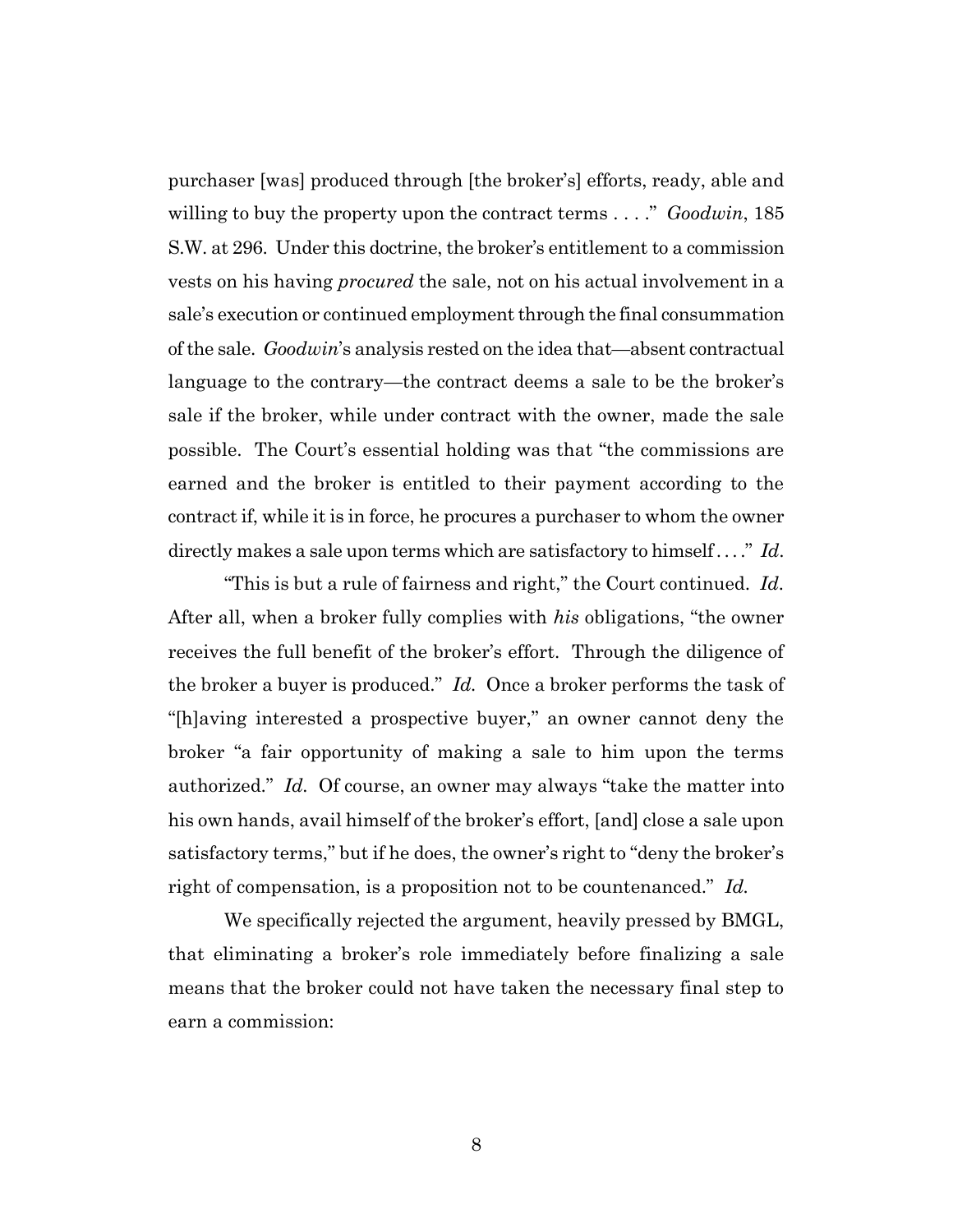purchaser [was] produced through [the broker's] efforts, ready, able and willing to buy the property upon the contract terms . . . ." *Goodwin*, 185 S.W. at 296. Under this doctrine, the broker's entitlement to a commission vests on his having *procured* the sale, not on his actual involvement in a sale's execution or continued employment through the final consummation of the sale. *Goodwin*'s analysis rested on the idea that—absent contractual language to the contrary—the contract deems a sale to be the broker's sale if the broker, while under contract with the owner, made the sale possible. The Court's essential holding was that "the commissions are earned and the broker is entitled to their payment according to the contract if, while it is in force, he procures a purchaser to whom the owner directly makes a sale upon terms which are satisfactory to himself . . . ." *Id*.

"This is but a rule of fairness and right," the Court continued. *Id*. After all, when a broker fully complies with *his* obligations, "the owner receives the full benefit of the broker's effort. Through the diligence of the broker a buyer is produced." *Id*. Once a broker performs the task of "[h]aving interested a prospective buyer," an owner cannot deny the broker "a fair opportunity of making a sale to him upon the terms authorized." *Id*. Of course, an owner may always "take the matter into his own hands, avail himself of the broker's effort, [and] close a sale upon satisfactory terms," but if he does, the owner's right to "deny the broker's right of compensation, is a proposition not to be countenanced." *Id*.

We specifically rejected the argument, heavily pressed by BMGL, that eliminating a broker's role immediately before finalizing a sale means that the broker could not have taken the necessary final step to earn a commission: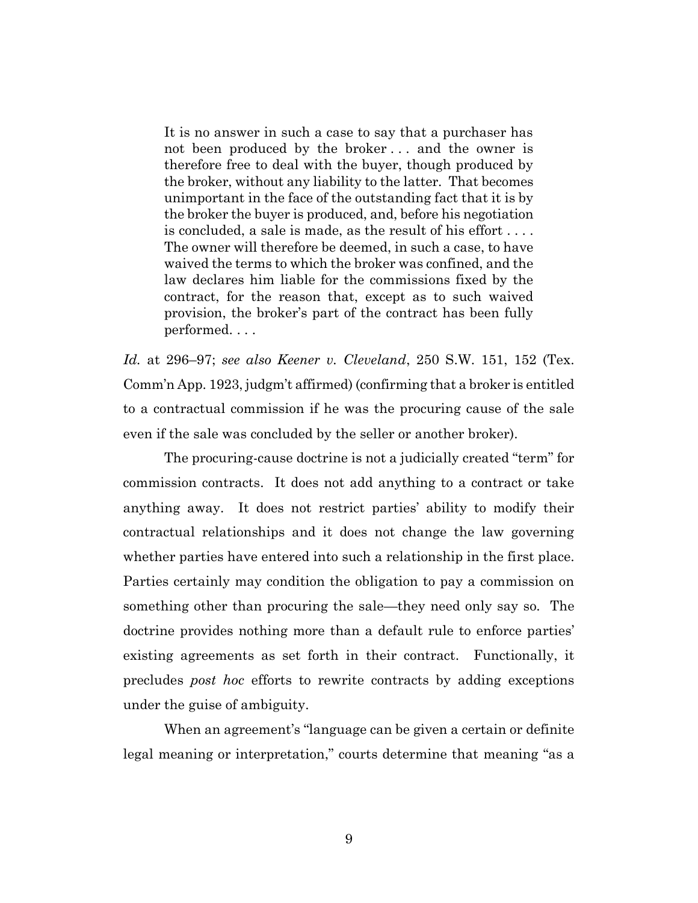> It is no answer in such a case to say that a purchaser has not been produced by the broker . . . and the owner is therefore free to deal with the buyer, though produced by the broker, without any liability to the latter. That becomes unimportant in the face of the outstanding fact that it is by the broker the buyer is produced, and, before his negotiation is concluded, a sale is made, as the result of his effort . . . . The owner will therefore be deemed, in such a case, to have waived the terms to which the broker was confined, and the law declares him liable for the commissions fixed by the contract, for the reason that, except as to such waived provision, the broker's part of the contract has been fully performed. . . .

*Id.* at 296–97; *see also Keener v. Cleveland*, 250 S.W. 151, 152 (Tex. Comm'n App. 1923, judgm't affirmed) (confirming that a broker is entitled to a contractual commission if he was the procuring cause of the sale even if the sale was concluded by the seller or another broker).

The procuring-cause doctrine is not a judicially created "term" for commission contracts. It does not add anything to a contract or take anything away. It does not restrict parties' ability to modify their contractual relationships and it does not change the law governing whether parties have entered into such a relationship in the first place. Parties certainly may condition the obligation to pay a commission on something other than procuring the sale—they need only say so. The doctrine provides nothing more than a default rule to enforce parties' existing agreements as set forth in their contract. Functionally, it precludes *post hoc* efforts to rewrite contracts by adding exceptions under the guise of ambiguity.

When an agreement's "language can be given a certain or definite legal meaning or interpretation," courts determine that meaning "as a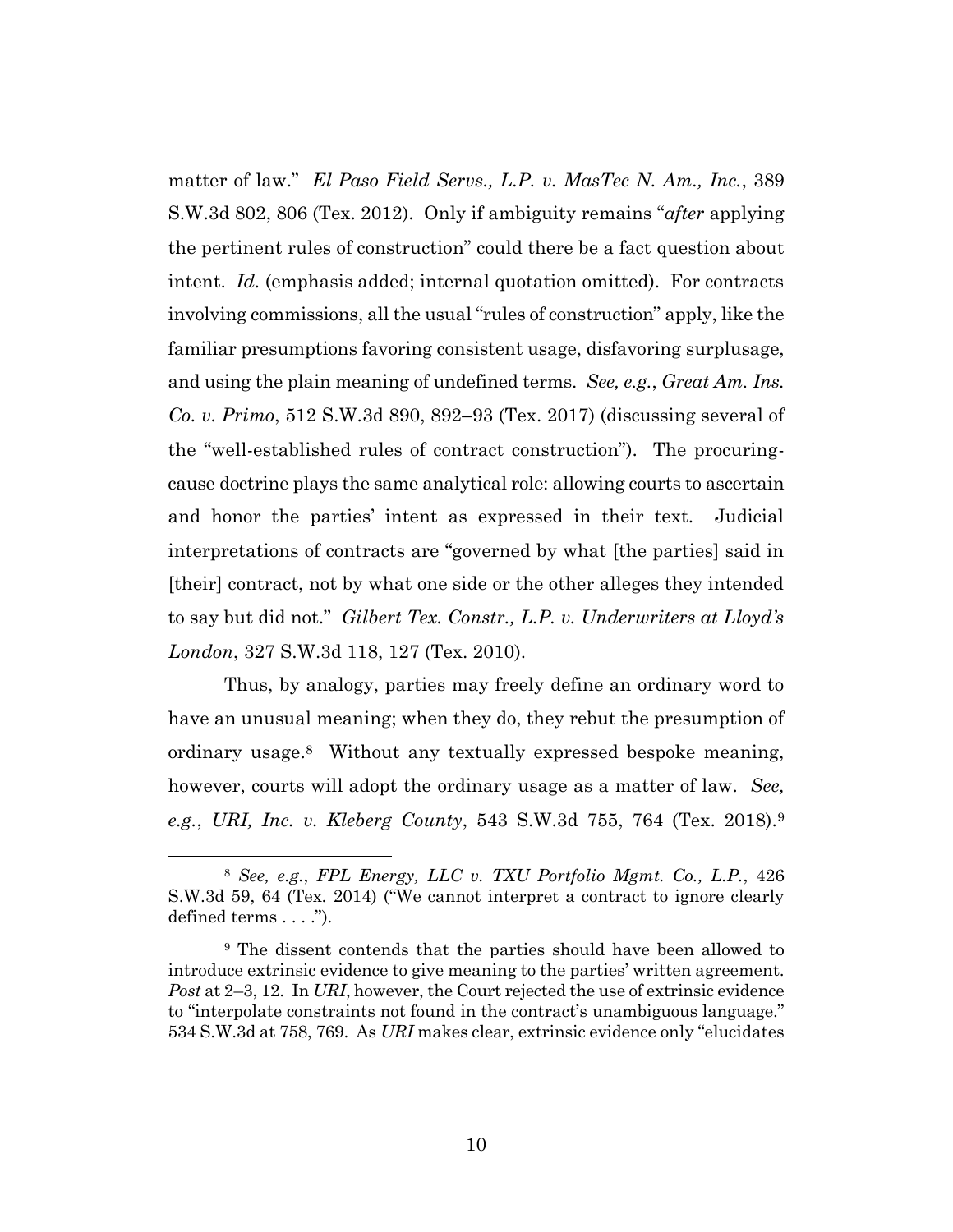matter of law." *El Paso Field Servs., L.P. v. MasTec N. Am., Inc.*, 389 S.W.3d 802, 806 (Tex. 2012). Only if ambiguity remains "*after* applying the pertinent rules of construction" could there be a fact question about intent. *Id.* (emphasis added; internal quotation omitted). For contracts involving commissions, all the usual "rules of construction" apply, like the familiar presumptions favoring consistent usage, disfavoring surplusage, and using the plain meaning of undefined terms. *See, e.g.*, *Great Am. Ins. Co. v. Primo*, 512 S.W.3d 890, 892–93 (Tex. 2017) (discussing several of the "well-established rules of contract construction"). The procuring-cause doctrine plays the same analytical role: allowing courts to ascertain and honor the parties' intent as expressed in their text. Judicial interpretations of contracts are "governed by what [the parties] said in [their] contract, not by what one side or the other alleges they intended to say but did not." *Gilbert Tex. Constr., L.P. v. Underwriters at Lloyd's London*, 327 S.W.3d 118, 127 (Tex. 2010).

Thus, by analogy, parties may freely define an ordinary word to have an unusual meaning; when they do, they rebut the presumption of ordinary usage.[8] Without any textually expressed bespoke meaning, however, courts will adopt the ordinary usage as a matter of law. *See, e.g.*, *URI, Inc. v. Kleberg County*, 543 S.W.3d 755, 764 (Tex. 2018).[9]

---

[8] *See, e.g.*, *FPL Energy, LLC v. TXU Portfolio Mgmt. Co., L.P.*, 426 S.W.3d 59, 64 (Tex. 2014) ("We cannot interpret a contract to ignore clearly defined terms . . . .").

[9] The dissent contends that the parties should have been allowed to introduce extrinsic evidence to give meaning to the parties' written agreement. *Post* at 2–3, 12. In *URI*, however, the Court rejected the use of extrinsic evidence to "interpolate constraints not found in the contract's unambiguous language." 534 S.W.3d at 758, 769. As *URI* makes clear, extrinsic evidence only "elucidates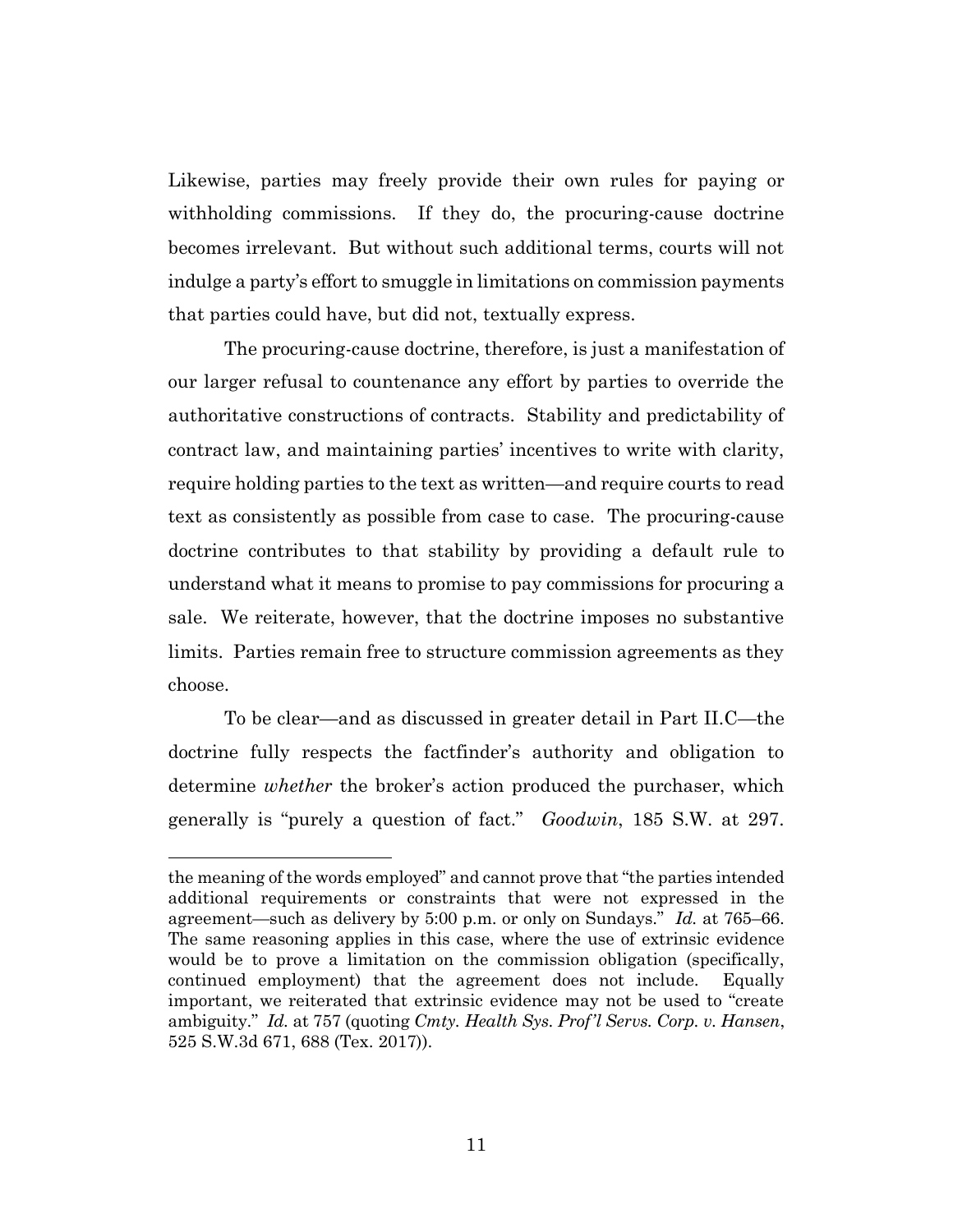Likewise, parties may freely provide their own rules for paying or withholding commissions. If they do, the procuring-cause doctrine becomes irrelevant. But without such additional terms, courts will not indulge a party's effort to smuggle in limitations on commission payments that parties could have, but did not, textually express.

The procuring-cause doctrine, therefore, is just a manifestation of our larger refusal to countenance any effort by parties to override the authoritative constructions of contracts. Stability and predictability of contract law, and maintaining parties' incentives to write with clarity, require holding parties to the text as written—and require courts to read text as consistently as possible from case to case. The procuring-cause doctrine contributes to that stability by providing a default rule to understand what it means to promise to pay commissions for procuring a sale. We reiterate, however, that the doctrine imposes no substantive limits. Parties remain free to structure commission agreements as they choose.

To be clear—and as discussed in greater detail in Part II.C—the doctrine fully respects the factfinder's authority and obligation to determine *whether* the broker's action produced the purchaser, which generally is "purely a question of fact." *Goodwin*, 185 S.W. at 297.

---

the meaning of the words employed" and cannot prove that "the parties intended additional requirements or constraints that were not expressed in the agreement—such as delivery by 5:00 p.m. or only on Sundays." *Id.* at 765–66. The same reasoning applies in this case, where the use of extrinsic evidence would be to prove a limitation on the commission obligation (specifically, continued employment) that the agreement does not include. Equally important, we reiterated that extrinsic evidence may not be used to "create ambiguity." *Id.* at 757 (quoting *Cmty. Health Sys. Prof'l Servs. Corp. v. Hansen*, 525 S.W.3d 671, 688 (Tex. 2017)).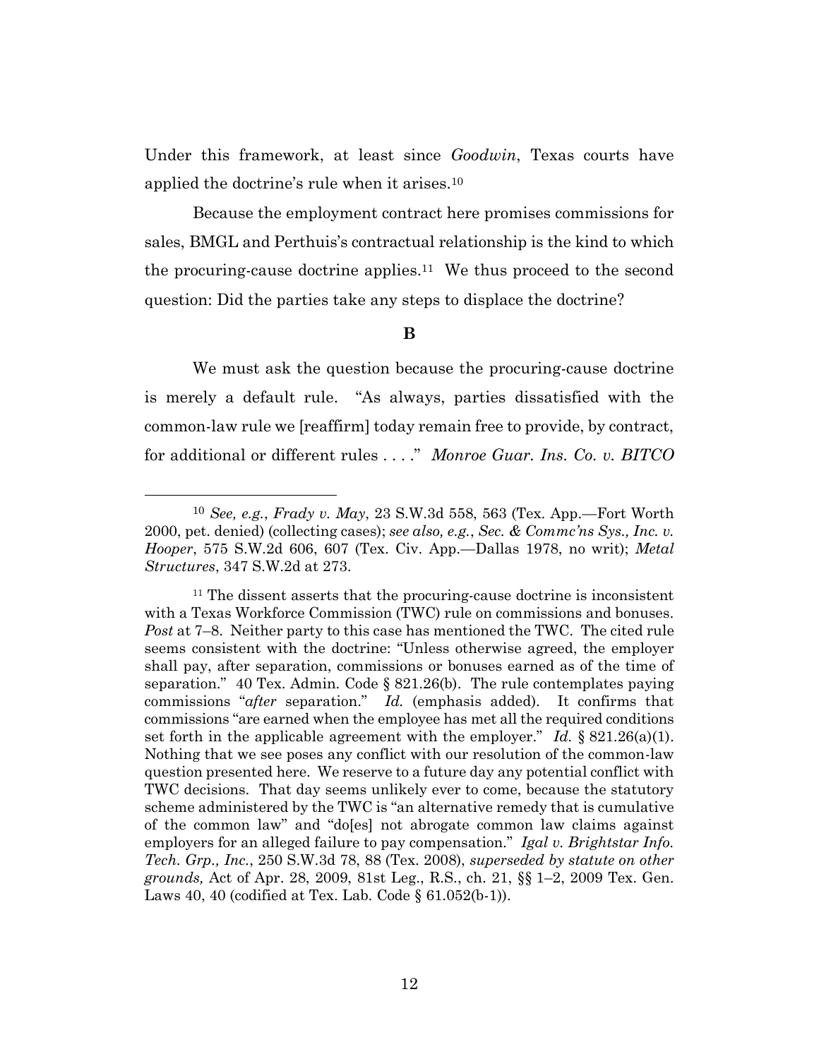Under this framework, at least since *Goodwin*, Texas courts have applied the doctrine's rule when it arises.[10]

Because the employment contract here promises commissions for sales, BMGL and Perthuis's contractual relationship is the kind to which the procuring-cause doctrine applies.[11] We thus proceed to the second question: Did the parties take any steps to displace the doctrine?

**B**

We must ask the question because the procuring-cause doctrine is merely a default rule. "As always, parties dissatisfied with the common-law rule we [reaffirm] today remain free to provide, by contract, for additional or different rules . . . ." *Monroe Guar. Ins. Co. v. BITCO*

---

[10] *See, e.g.*, *Frady v. May*, 23 S.W.3d 558, 563 (Tex. App.—Fort Worth 2000, pet. denied) (collecting cases); *see also, e.g.*, *Sec. & Commc'ns Sys., Inc. v. Hooper*, 575 S.W.2d 606, 607 (Tex. Civ. App.—Dallas 1978, no writ); *Metal Structures*, 347 S.W.2d at 273.

[11] The dissent asserts that the procuring-cause doctrine is inconsistent with a Texas Workforce Commission (TWC) rule on commissions and bonuses. *Post* at 7–8. Neither party to this case has mentioned the TWC. The cited rule seems consistent with the doctrine: "Unless otherwise agreed, the employer shall pay, after separation, commissions or bonuses earned as of the time of separation." 40 Tex. Admin. Code § 821.26(b). The rule contemplates paying commissions "*after* separation." *Id.* (emphasis added). It confirms that commissions "are earned when the employee has met all the required conditions set forth in the applicable agreement with the employer." *Id.* § 821.26(a)(1). Nothing that we see poses any conflict with our resolution of the common-law question presented here. We reserve to a future day any potential conflict with TWC decisions. That day seems unlikely ever to come, because the statutory scheme administered by the TWC is "an alternative remedy that is cumulative of the common law" and "do[es] not abrogate common law claims against employers for an alleged failure to pay compensation." *Igal v. Brightstar Info. Tech. Grp., Inc.*, 250 S.W.3d 78, 88 (Tex. 2008), *superseded by statute on other grounds,* Act of Apr. 28, 2009, 81st Leg., R.S., ch. 21, §§ 1–2, 2009 Tex. Gen. Laws 40, 40 (codified at Tex. Lab. Code § 61.052(b-1)).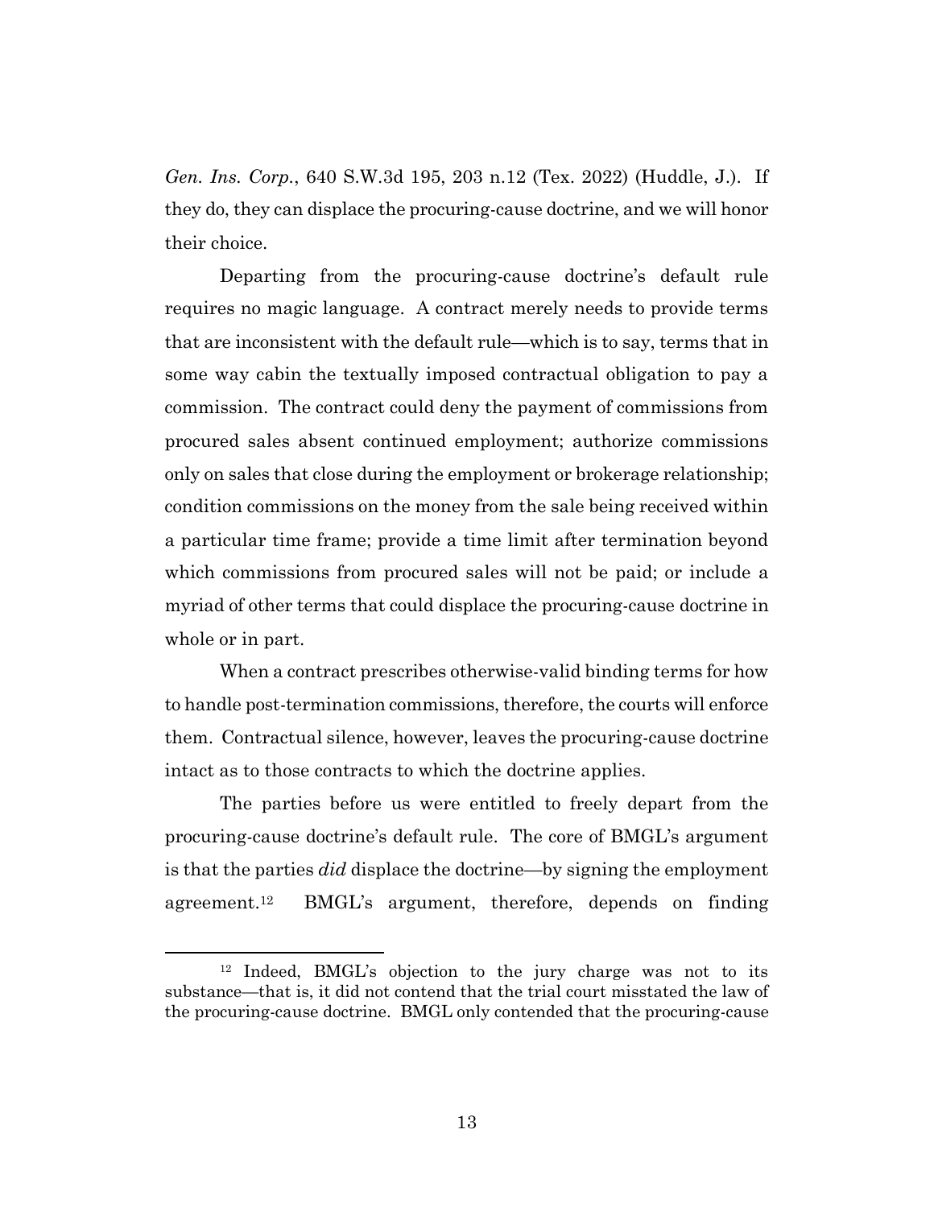*Gen. Ins. Corp.*, 640 S.W.3d 195, 203 n.12 (Tex. 2022) (Huddle, J.). If they do, they can displace the procuring-cause doctrine, and we will honor their choice.

Departing from the procuring-cause doctrine's default rule requires no magic language. A contract merely needs to provide terms that are inconsistent with the default rule—which is to say, terms that in some way cabin the textually imposed contractual obligation to pay a commission. The contract could deny the payment of commissions from procured sales absent continued employment; authorize commissions only on sales that close during the employment or brokerage relationship; condition commissions on the money from the sale being received within a particular time frame; provide a time limit after termination beyond which commissions from procured sales will not be paid; or include a myriad of other terms that could displace the procuring-cause doctrine in whole or in part.

When a contract prescribes otherwise-valid binding terms for how to handle post-termination commissions, therefore, the courts will enforce them. Contractual silence, however, leaves the procuring-cause doctrine intact as to those contracts to which the doctrine applies.

The parties before us were entitled to freely depart from the procuring-cause doctrine's default rule. The core of BMGL's argument is that the parties *did* displace the doctrine—by signing the employment agreement.[12] BMGL's argument, therefore, depends on finding

---

[12] Indeed, BMGL's objection to the jury charge was not to its substance—that is, it did not contend that the trial court misstated the law of the procuring-cause doctrine. BMGL only contended that the procuring-cause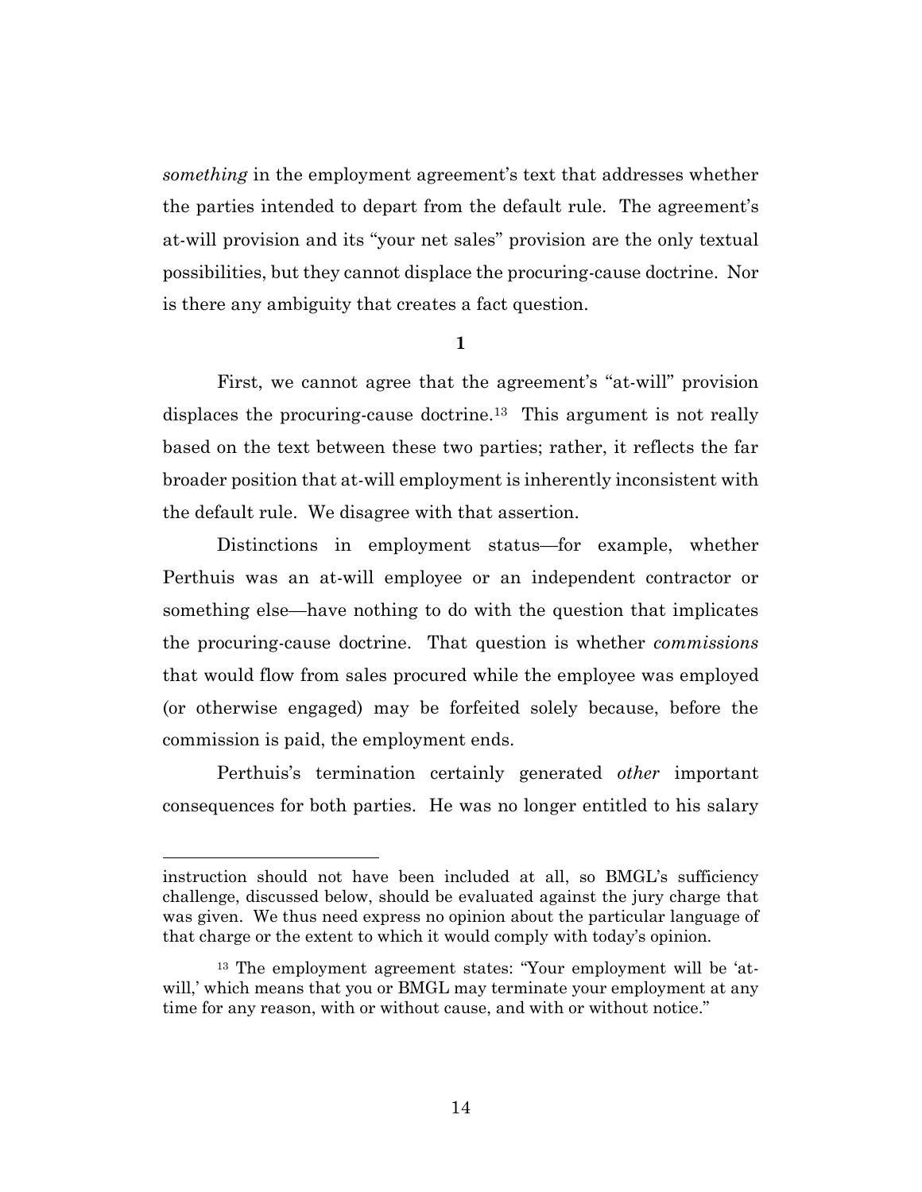*something* in the employment agreement's text that addresses whether the parties intended to depart from the default rule. The agreement's at-will provision and its "your net sales" provision are the only textual possibilities, but they cannot displace the procuring-cause doctrine. Nor is there any ambiguity that creates a fact question.

**1**

First, we cannot agree that the agreement's "at-will" provision displaces the procuring-cause doctrine.[13] This argument is not really based on the text between these two parties; rather, it reflects the far broader position that at-will employment is inherently inconsistent with the default rule. We disagree with that assertion.

Distinctions in employment status—for example, whether Perthuis was an at-will employee or an independent contractor or something else—have nothing to do with the question that implicates the procuring-cause doctrine. That question is whether *commissions* that would flow from sales procured while the employee was employed (or otherwise engaged) may be forfeited solely because, before the commission is paid, the employment ends.

Perthuis's termination certainly generated *other* important consequences for both parties. He was no longer entitled to his salary

---

instruction should not have been included at all, so BMGL's sufficiency challenge, discussed below, should be evaluated against the jury charge that was given. We thus need express no opinion about the particular language of that charge or the extent to which it would comply with today's opinion.

[13] The employment agreement states: "Your employment will be 'at-will,' which means that you or BMGL may terminate your employment at any time for any reason, with or without cause, and with or without notice."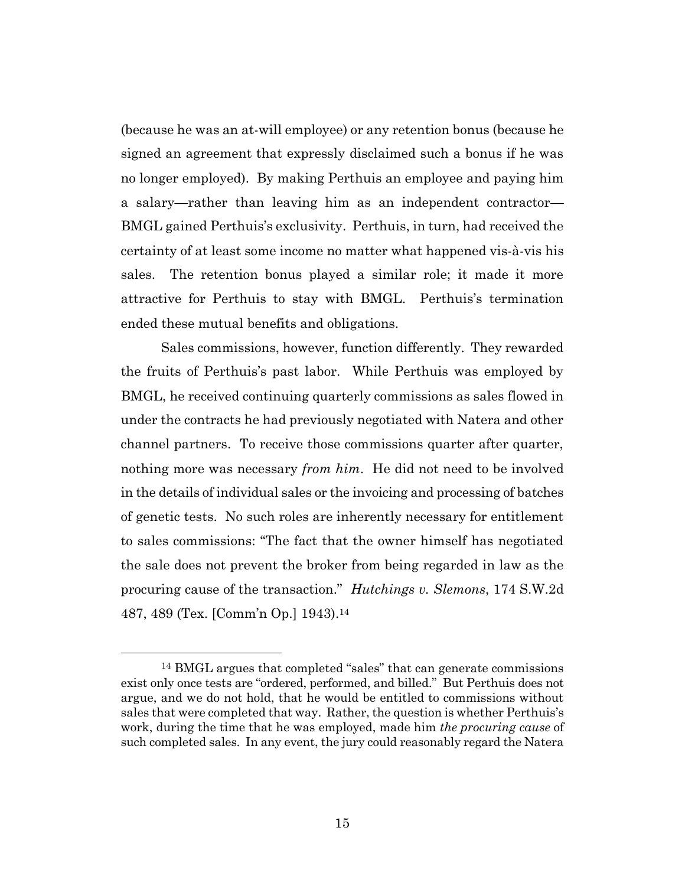(because he was an at-will employee) or any retention bonus (because he signed an agreement that expressly disclaimed such a bonus if he was no longer employed). By making Perthuis an employee and paying him a salary—rather than leaving him as an independent contractor—BMGL gained Perthuis's exclusivity. Perthuis, in turn, had received the certainty of at least some income no matter what happened vis-à-vis his sales. The retention bonus played a similar role; it made it more attractive for Perthuis to stay with BMGL. Perthuis's termination ended these mutual benefits and obligations.

Sales commissions, however, function differently. They rewarded the fruits of Perthuis's past labor. While Perthuis was employed by BMGL, he received continuing quarterly commissions as sales flowed in under the contracts he had previously negotiated with Natera and other channel partners. To receive those commissions quarter after quarter, nothing more was necessary *from him*. He did not need to be involved in the details of individual sales or the invoicing and processing of batches of genetic tests. No such roles are inherently necessary for entitlement to sales commissions: "The fact that the owner himself has negotiated the sale does not prevent the broker from being regarded in law as the procuring cause of the transaction." *Hutchings v. Slemons*, 174 S.W.2d 487, 489 (Tex. [Comm'n Op.] 1943).[14]

---

[14] BMGL argues that completed "sales" that can generate commissions exist only once tests are "ordered, performed, and billed." But Perthuis does not argue, and we do not hold, that he would be entitled to commissions without sales that were completed that way. Rather, the question is whether Perthuis's work, during the time that he was employed, made him *the procuring cause* of such completed sales. In any event, the jury could reasonably regard the Natera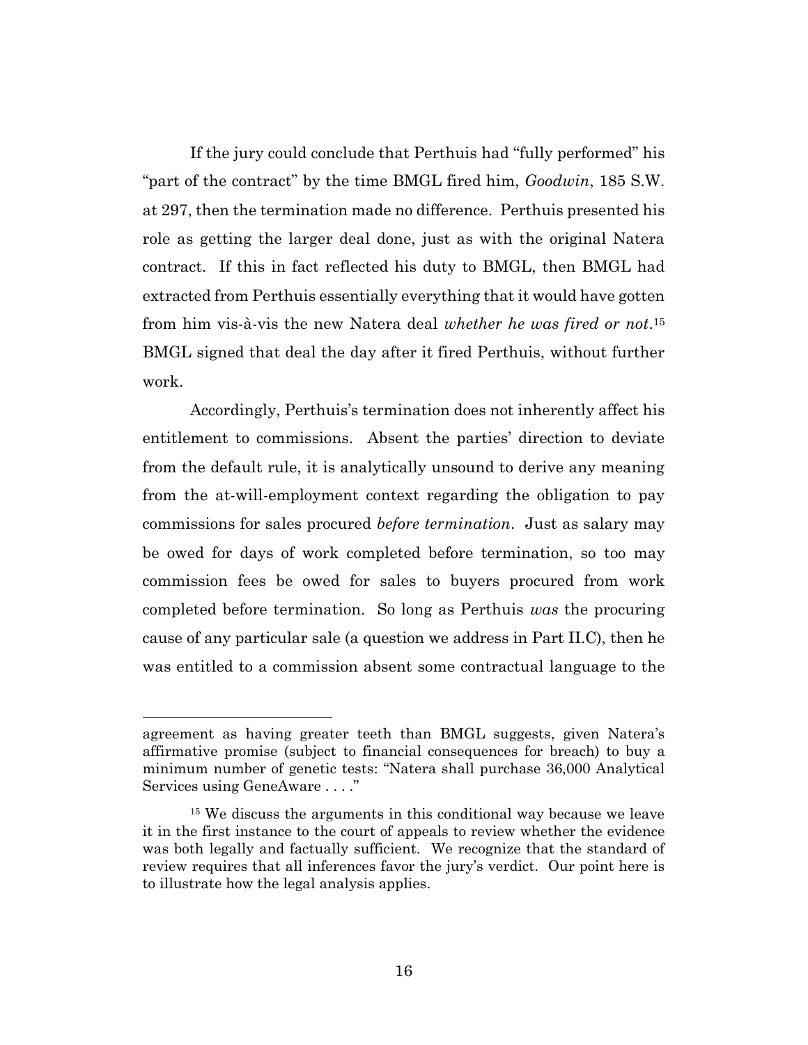If the jury could conclude that Perthuis had "fully performed" his "part of the contract" by the time BMGL fired him, *Goodwin*, 185 S.W. at 297, then the termination made no difference. Perthuis presented his role as getting the larger deal done, just as with the original Natera contract. If this in fact reflected his duty to BMGL, then BMGL had extracted from Perthuis essentially everything that it would have gotten from him vis-à-vis the new Natera deal *whether he was fired or not*.[15] BMGL signed that deal the day after it fired Perthuis, without further work.

Accordingly, Perthuis's termination does not inherently affect his entitlement to commissions. Absent the parties' direction to deviate from the default rule, it is analytically unsound to derive any meaning from the at-will-employment context regarding the obligation to pay commissions for sales procured *before termination*. Just as salary may be owed for days of work completed before termination, so too may commission fees be owed for sales to buyers procured from work completed before termination. So long as Perthuis *was* the procuring cause of any particular sale (a question we address in Part II.C), then he was entitled to a commission absent some contractual language to the

---

agreement as having greater teeth than BMGL suggests, given Natera's affirmative promise (subject to financial consequences for breach) to buy a minimum number of genetic tests: "Natera shall purchase 36,000 Analytical Services using GeneAware . . . ."

[15] We discuss the arguments in this conditional way because we leave it in the first instance to the court of appeals to review whether the evidence was both legally and factually sufficient. We recognize that the standard of review requires that all inferences favor the jury's verdict. Our point here is to illustrate how the legal analysis applies.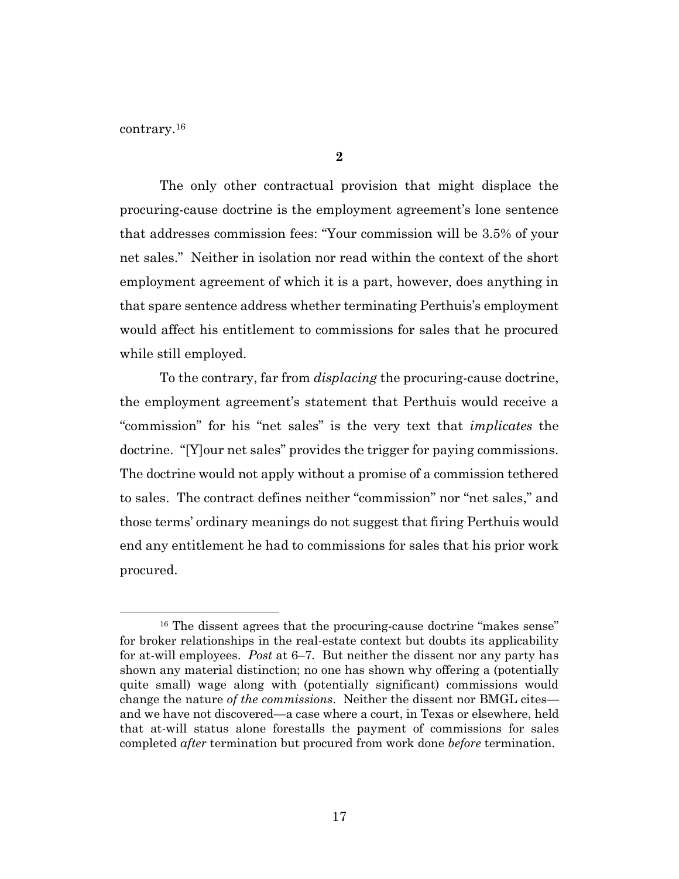contrary.[16]

**2**

The only other contractual provision that might displace the procuring-cause doctrine is the employment agreement's lone sentence that addresses commission fees: "Your commission will be 3.5% of your net sales." Neither in isolation nor read within the context of the short employment agreement of which it is a part, however, does anything in that spare sentence address whether terminating Perthuis's employment would affect his entitlement to commissions for sales that he procured while still employed.

To the contrary, far from *displacing* the procuring-cause doctrine, the employment agreement's statement that Perthuis would receive a "commission" for his "net sales" is the very text that *implicates* the doctrine. "[Y]our net sales" provides the trigger for paying commissions. The doctrine would not apply without a promise of a commission tethered to sales. The contract defines neither "commission" nor "net sales," and those terms' ordinary meanings do not suggest that firing Perthuis would end any entitlement he had to commissions for sales that his prior work procured.

---

[16] The dissent agrees that the procuring-cause doctrine "makes sense" for broker relationships in the real-estate context but doubts its applicability for at-will employees. *Post* at 6–7. But neither the dissent nor any party has shown any material distinction; no one has shown why offering a (potentially quite small) wage along with (potentially significant) commissions would change the nature *of the commissions*. Neither the dissent nor BMGL cites—and we have not discovered—a case where a court, in Texas or elsewhere, held that at-will status alone forestalls the payment of commissions for sales completed *after* termination but procured from work done *before* termination.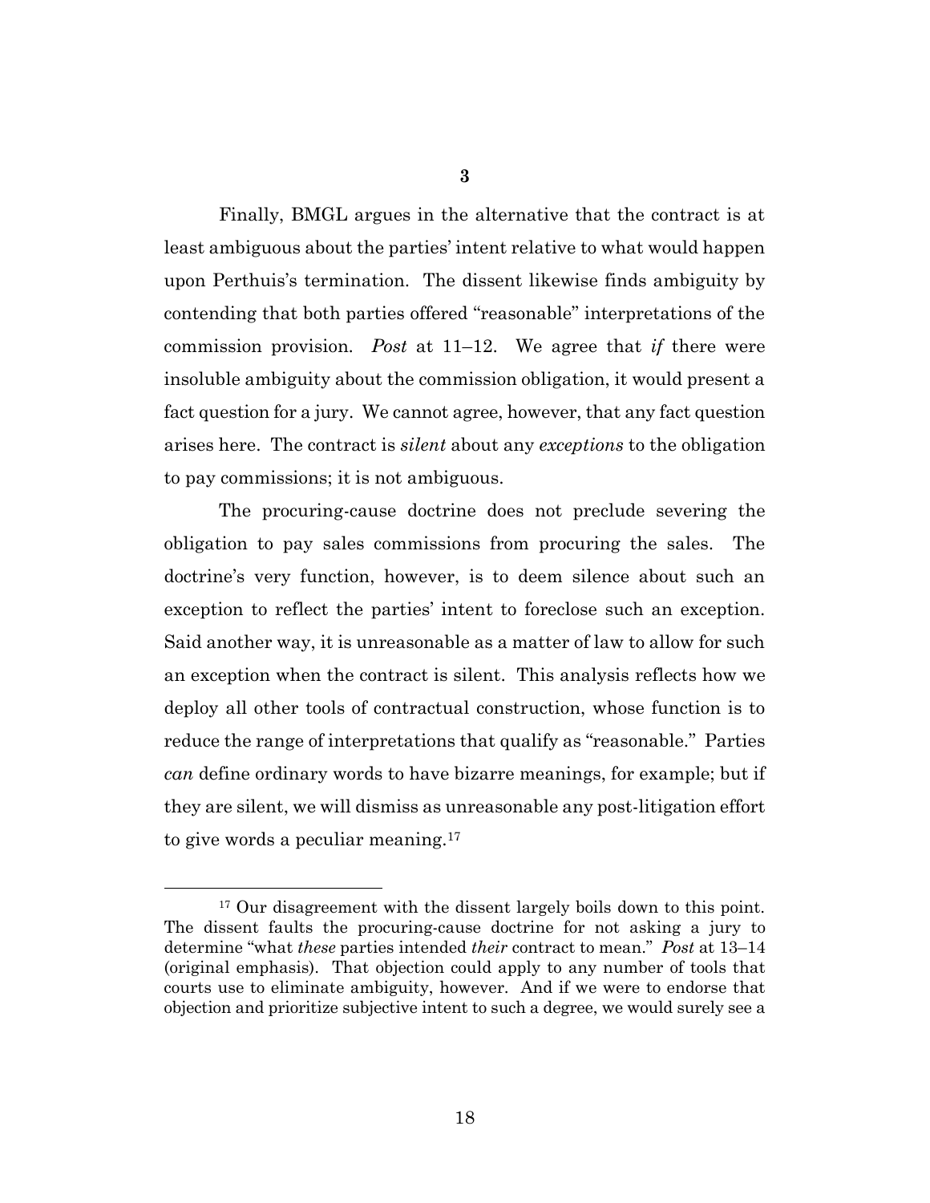### 3

Finally, BMGL argues in the alternative that the contract is at least ambiguous about the parties' intent relative to what would happen upon Perthuis's termination. The dissent likewise finds ambiguity by contending that both parties offered "reasonable" interpretations of the commission provision. *Post* at 11–12. We agree that *if* there were insoluble ambiguity about the commission obligation, it would present a fact question for a jury. We cannot agree, however, that any fact question arises here. The contract is *silent* about any *exceptions* to the obligation to pay commissions; it is not ambiguous.

The procuring-cause doctrine does not preclude severing the obligation to pay sales commissions from procuring the sales. The doctrine's very function, however, is to deem silence about such an exception to reflect the parties' intent to foreclose such an exception. Said another way, it is unreasonable as a matter of law to allow for such an exception when the contract is silent. This analysis reflects how we deploy all other tools of contractual construction, whose function is to reduce the range of interpretations that qualify as "reasonable." Parties *can* define ordinary words to have bizarre meanings, for example; but if they are silent, we will dismiss as unreasonable any post-litigation effort to give words a peculiar meaning.[17]

[17] Our disagreement with the dissent largely boils down to this point. The dissent faults the procuring-cause doctrine for not asking a jury to determine "what *these* parties intended *their* contract to mean." *Post* at 13–14 (original emphasis). That objection could apply to any number of tools that courts use to eliminate ambiguity, however. And if we were to endorse that objection and prioritize subjective intent to such a degree, we would surely see a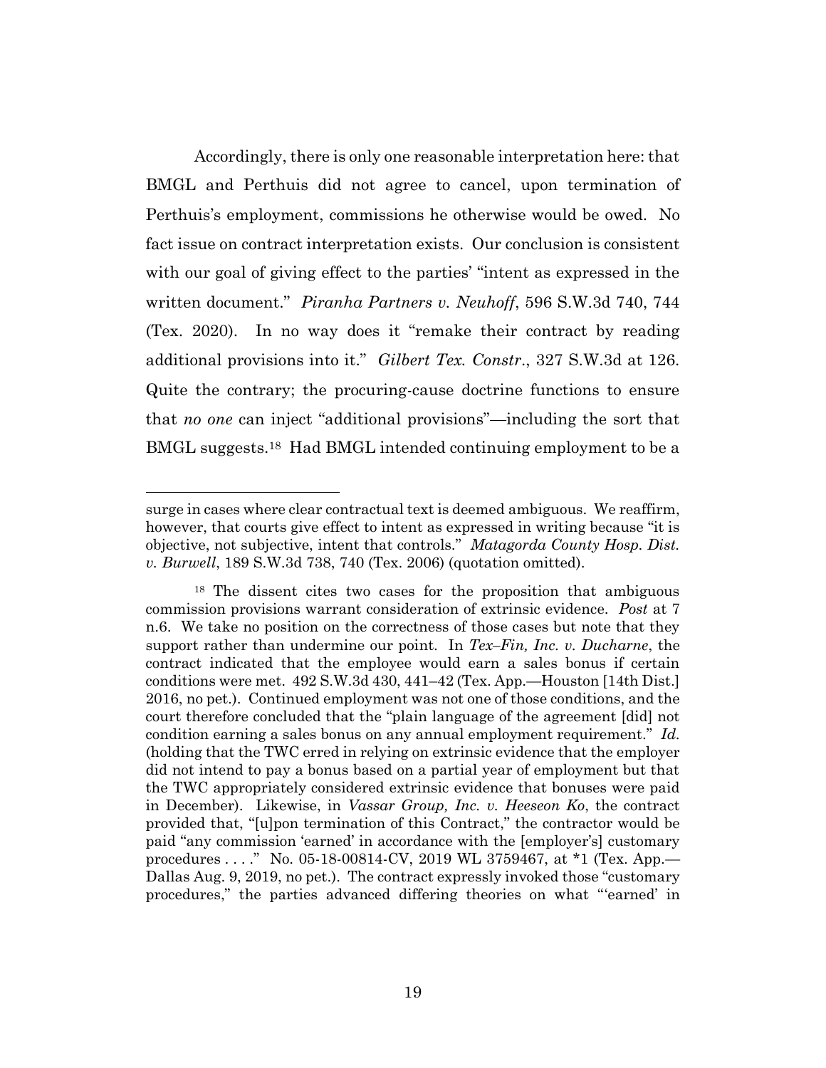Accordingly, there is only one reasonable interpretation here: that BMGL and Perthuis did not agree to cancel, upon termination of Perthuis's employment, commissions he otherwise would be owed. No fact issue on contract interpretation exists. Our conclusion is consistent with our goal of giving effect to the parties' "intent as expressed in the written document." *Piranha Partners v. Neuhoff*, 596 S.W.3d 740, 744 (Tex. 2020). In no way does it "remake their contract by reading additional provisions into it." *Gilbert Tex. Constr.*, 327 S.W.3d at 126. Quite the contrary; the procuring-cause doctrine functions to ensure that *no one* can inject "additional provisions"—including the sort that BMGL suggests.[18] Had BMGL intended continuing employment to be a

---

surge in cases where clear contractual text is deemed ambiguous. We reaffirm, however, that courts give effect to intent as expressed in writing because "it is objective, not subjective, intent that controls." *Matagorda County Hosp. Dist. v. Burwell*, 189 S.W.3d 738, 740 (Tex. 2006) (quotation omitted).

[18] The dissent cites two cases for the proposition that ambiguous commission provisions warrant consideration of extrinsic evidence. *Post* at 7 n.6. We take no position on the correctness of those cases but note that they support rather than undermine our point. In *Tex–Fin, Inc. v. Ducharne*, the contract indicated that the employee would earn a sales bonus if certain conditions were met. 492 S.W.3d 430, 441–42 (Tex. App.—Houston [14th Dist.] 2016, no pet.). Continued employment was not one of those conditions, and the court therefore concluded that the "plain language of the agreement [did] not condition earning a sales bonus on any annual employment requirement." *Id.* (holding that the TWC erred in relying on extrinsic evidence that the employer did not intend to pay a bonus based on a partial year of employment but that the TWC appropriately considered extrinsic evidence that bonuses were paid in December). Likewise, in *Vassar Group, Inc. v. Heeseon Ko*, the contract provided that, "[u]pon termination of this Contract," the contractor would be paid "any commission 'earned' in accordance with the [employer's] customary procedures . . . ." No. 05-18-00814-CV, 2019 WL 3759467, at *1 (Tex. App.—Dallas Aug. 9, 2019, no pet.). The contract expressly invoked those "customary procedures," the parties advanced differing theories on what "'earned' in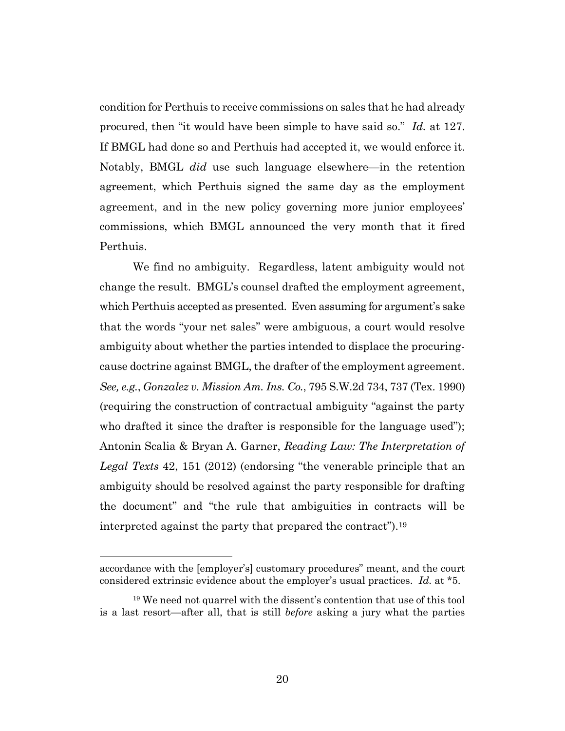condition for Perthuis to receive commissions on sales that he had already procured, then "it would have been simple to have said so." *Id.* at 127. If BMGL had done so and Perthuis had accepted it, we would enforce it. Notably, BMGL *did* use such language elsewhere—in the retention agreement, which Perthuis signed the same day as the employment agreement, and in the new policy governing more junior employees' commissions, which BMGL announced the very month that it fired Perthuis.

We find no ambiguity. Regardless, latent ambiguity would not change the result. BMGL's counsel drafted the employment agreement, which Perthuis accepted as presented. Even assuming for argument's sake that the words "your net sales" were ambiguous, a court would resolve ambiguity about whether the parties intended to displace the procuring-cause doctrine against BMGL, the drafter of the employment agreement. *See, e.g.*, *Gonzalez v. Mission Am. Ins. Co.*, 795 S.W.2d 734, 737 (Tex. 1990) (requiring the construction of contractual ambiguity "against the party who drafted it since the drafter is responsible for the language used"); Antonin Scalia & Bryan A. Garner, *Reading Law: The Interpretation of Legal Texts* 42, 151 (2012) (endorsing "the venerable principle that an ambiguity should be resolved against the party responsible for drafting the document" and "the rule that ambiguities in contracts will be interpreted against the party that prepared the contract").[19]

---

accordance with the [employer's] customary procedures" meant, and the court considered extrinsic evidence about the employer's usual practices. *Id.* at *5.

[19] We need not quarrel with the dissent's contention that use of this tool is a last resort—after all, that is still *before* asking a jury what the parties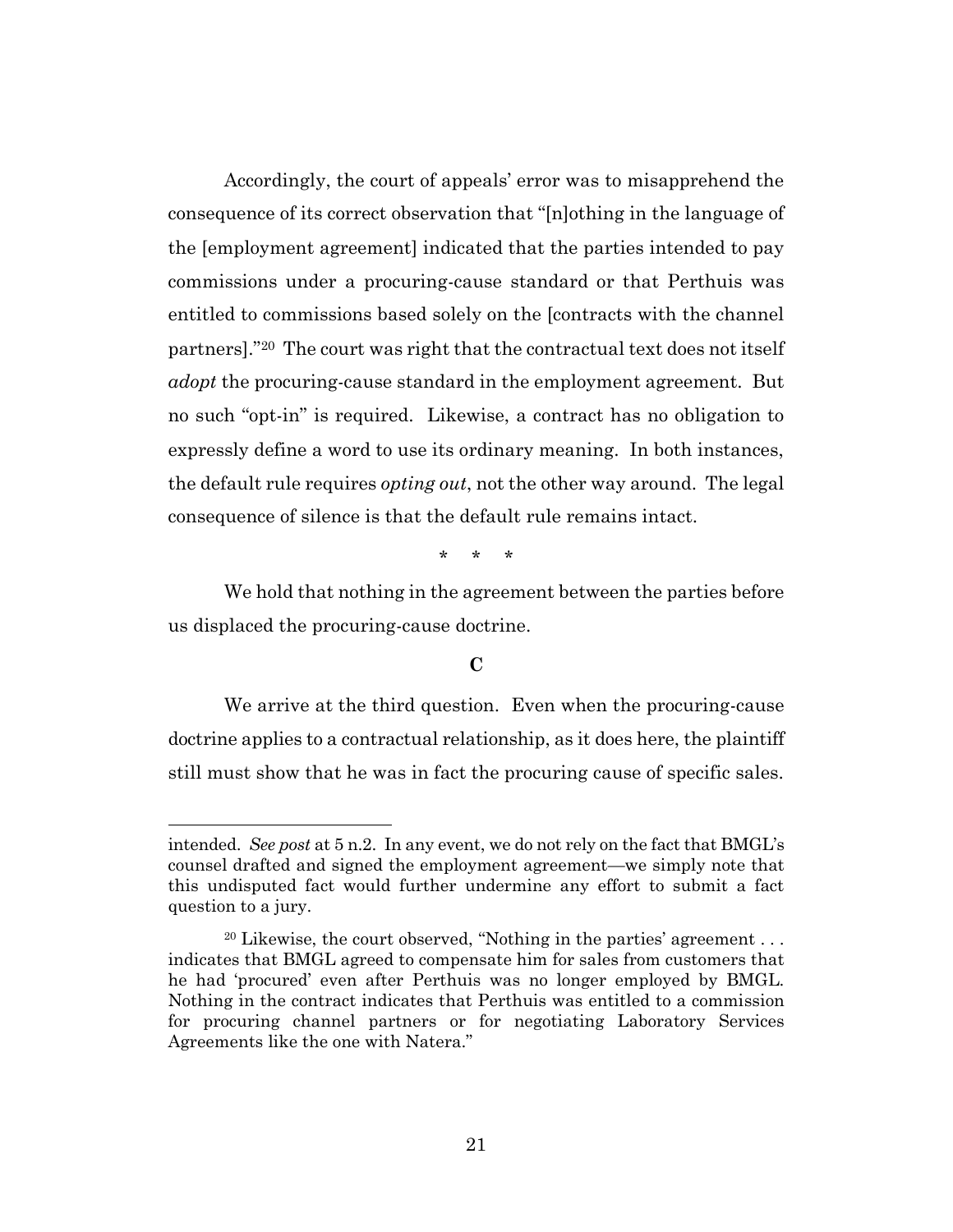Accordingly, the court of appeals' error was to misapprehend the consequence of its correct observation that "[n]othing in the language of the [employment agreement] indicated that the parties intended to pay commissions under a procuring-cause standard or that Perthuis was entitled to commissions based solely on the [contracts with the channel partners]."[20] The court was right that the contractual text does not itself *adopt* the procuring-cause standard in the employment agreement. But no such "opt-in" is required. Likewise, a contract has no obligation to expressly define a word to use its ordinary meaning. In both instances, the default rule requires *opting out*, not the other way around. The legal consequence of silence is that the default rule remains intact.

\* \* \*

We hold that nothing in the agreement between the parties before us displaced the procuring-cause doctrine.

**C**

We arrive at the third question. Even when the procuring-cause doctrine applies to a contractual relationship, as it does here, the plaintiff still must show that he was in fact the procuring cause of specific sales.

---

intended. *See post* at 5 n.2. In any event, we do not rely on the fact that BMGL's counsel drafted and signed the employment agreement—we simply note that this undisputed fact would further undermine any effort to submit a fact question to a jury.

[20] Likewise, the court observed, "Nothing in the parties' agreement . . . indicates that BMGL agreed to compensate him for sales from customers that he had 'procured' even after Perthuis was no longer employed by BMGL. Nothing in the contract indicates that Perthuis was entitled to a commission for procuring channel partners or for negotiating Laboratory Services Agreements like the one with Natera."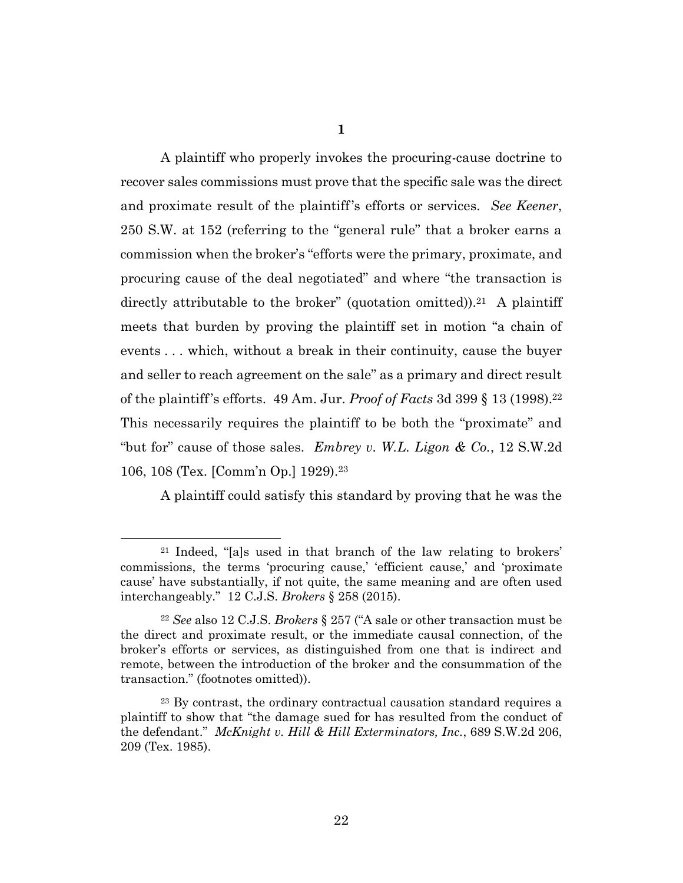**1**

A plaintiff who properly invokes the procuring-cause doctrine to recover sales commissions must prove that the specific sale was the direct and proximate result of the plaintiff's efforts or services. *See Keener*, 250 S.W. at 152 (referring to the "general rule" that a broker earns a commission when the broker's "efforts were the primary, proximate, and procuring cause of the deal negotiated" and where "the transaction is directly attributable to the broker" (quotation omitted)).[21] A plaintiff meets that burden by proving the plaintiff set in motion "a chain of events . . . which, without a break in their continuity, cause the buyer and seller to reach agreement on the sale" as a primary and direct result of the plaintiff's efforts. 49 Am. Jur. *Proof of Facts* 3d 399 § 13 (1998).[22] This necessarily requires the plaintiff to be both the "proximate" and "but for" cause of those sales. *Embrey v. W.L. Ligon & Co.*, 12 S.W.2d 106, 108 (Tex. [Comm'n Op.] 1929).[23]

A plaintiff could satisfy this standard by proving that he was the

---

[21] Indeed, "[a]s used in that branch of the law relating to brokers' commissions, the terms 'procuring cause,' 'efficient cause,' and 'proximate cause' have substantially, if not quite, the same meaning and are often used interchangeably." 12 C.J.S. *Brokers* § 258 (2015).

[22] *See* also 12 C.J.S. *Brokers* § 257 ("A sale or other transaction must be the direct and proximate result, or the immediate causal connection, of the broker's efforts or services, as distinguished from one that is indirect and remote, between the introduction of the broker and the consummation of the transaction." (footnotes omitted)).

[23] By contrast, the ordinary contractual causation standard requires a plaintiff to show that "the damage sued for has resulted from the conduct of the defendant." *McKnight v. Hill & Hill Exterminators, Inc.*, 689 S.W.2d 206, 209 (Tex. 1985).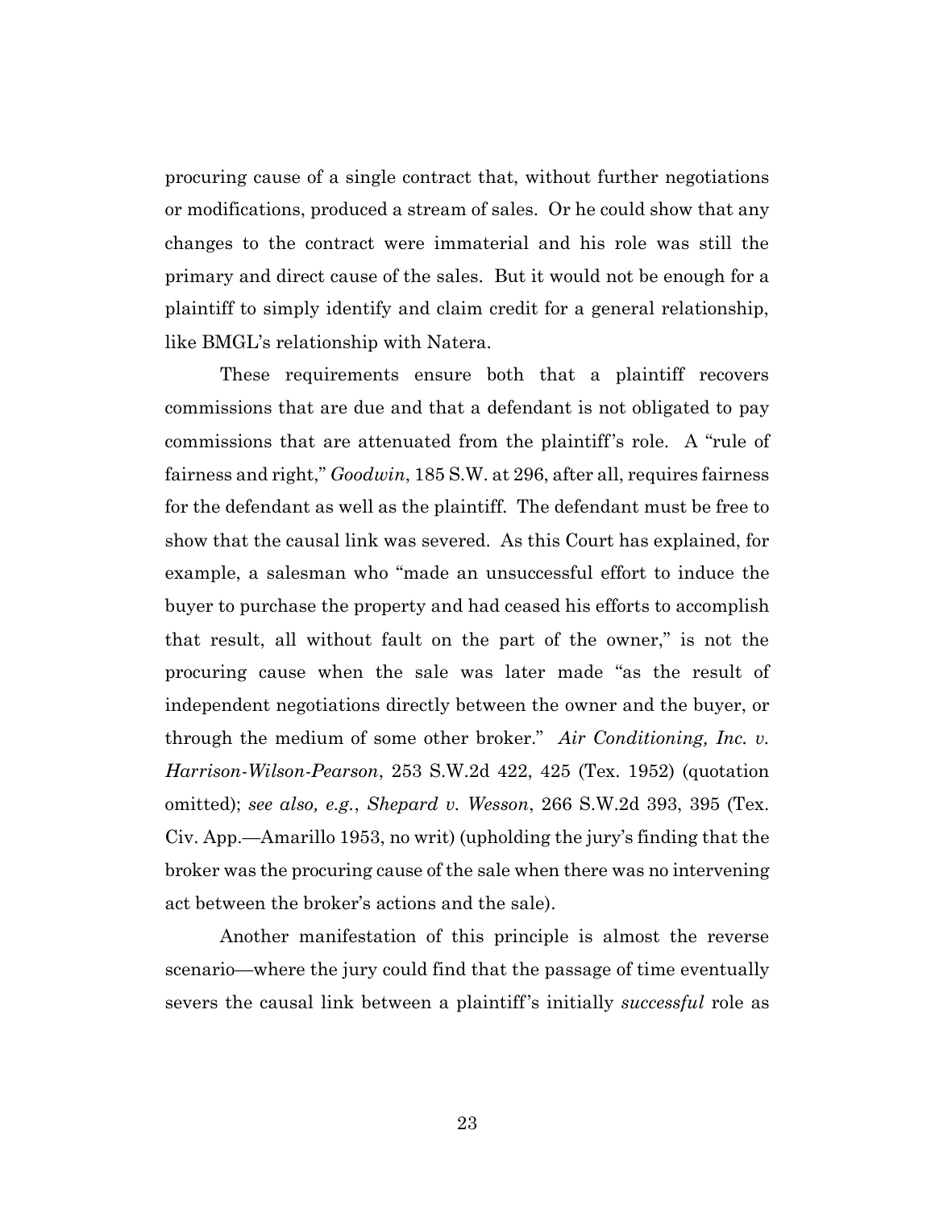procuring cause of a single contract that, without further negotiations or modifications, produced a stream of sales. Or he could show that any changes to the contract were immaterial and his role was still the primary and direct cause of the sales. But it would not be enough for a plaintiff to simply identify and claim credit for a general relationship, like BMGL's relationship with Natera.

These requirements ensure both that a plaintiff recovers commissions that are due and that a defendant is not obligated to pay commissions that are attenuated from the plaintiff's role. A "rule of fairness and right," *Goodwin*, 185 S.W. at 296, after all, requires fairness for the defendant as well as the plaintiff. The defendant must be free to show that the causal link was severed. As this Court has explained, for example, a salesman who "made an unsuccessful effort to induce the buyer to purchase the property and had ceased his efforts to accomplish that result, all without fault on the part of the owner," is not the procuring cause when the sale was later made "as the result of independent negotiations directly between the owner and the buyer, or through the medium of some other broker." *Air Conditioning, Inc. v. Harrison-Wilson-Pearson*, 253 S.W.2d 422, 425 (Tex. 1952) (quotation omitted); *see also, e.g.*, *Shepard v. Wesson*, 266 S.W.2d 393, 395 (Tex. Civ. App.—Amarillo 1953, no writ) (upholding the jury's finding that the broker was the procuring cause of the sale when there was no intervening act between the broker's actions and the sale).

Another manifestation of this principle is almost the reverse scenario—where the jury could find that the passage of time eventually severs the causal link between a plaintiff's initially *successful* role as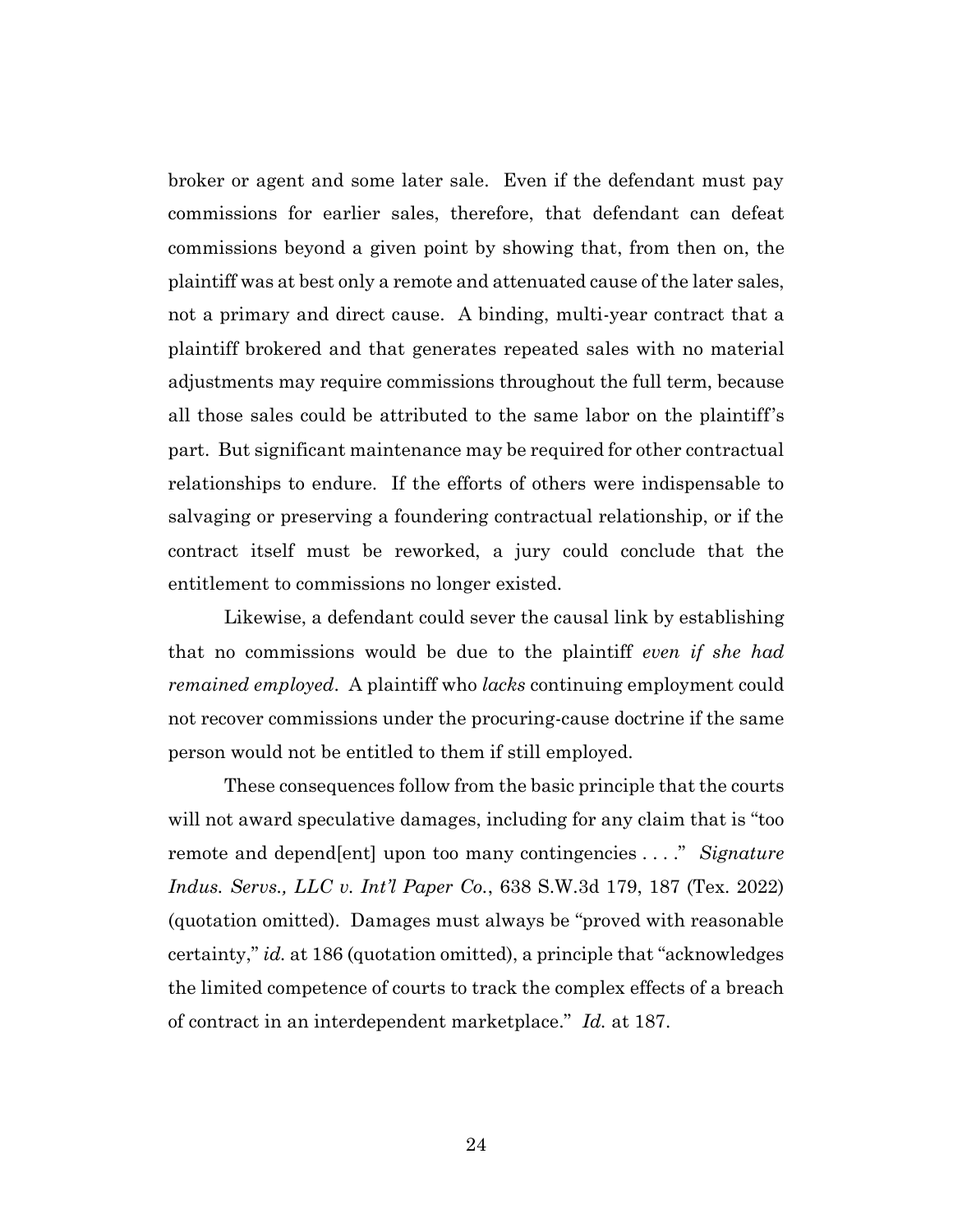broker or agent and some later sale. Even if the defendant must pay commissions for earlier sales, therefore, that defendant can defeat commissions beyond a given point by showing that, from then on, the plaintiff was at best only a remote and attenuated cause of the later sales, not a primary and direct cause. A binding, multi-year contract that a plaintiff brokered and that generates repeated sales with no material adjustments may require commissions throughout the full term, because all those sales could be attributed to the same labor on the plaintiff's part. But significant maintenance may be required for other contractual relationships to endure. If the efforts of others were indispensable to salvaging or preserving a foundering contractual relationship, or if the contract itself must be reworked, a jury could conclude that the entitlement to commissions no longer existed.

Likewise, a defendant could sever the causal link by establishing that no commissions would be due to the plaintiff *even if she had remained employed*. A plaintiff who *lacks* continuing employment could not recover commissions under the procuring-cause doctrine if the same person would not be entitled to them if still employed.

These consequences follow from the basic principle that the courts will not award speculative damages, including for any claim that is "too remote and depend[ent] upon too many contingencies . . . ." *Signature Indus. Servs., LLC v. Int'l Paper Co.*, 638 S.W.3d 179, 187 (Tex. 2022) (quotation omitted). Damages must always be "proved with reasonable certainty," *id.* at 186 (quotation omitted), a principle that "acknowledges the limited competence of courts to track the complex effects of a breach of contract in an interdependent marketplace." *Id.* at 187.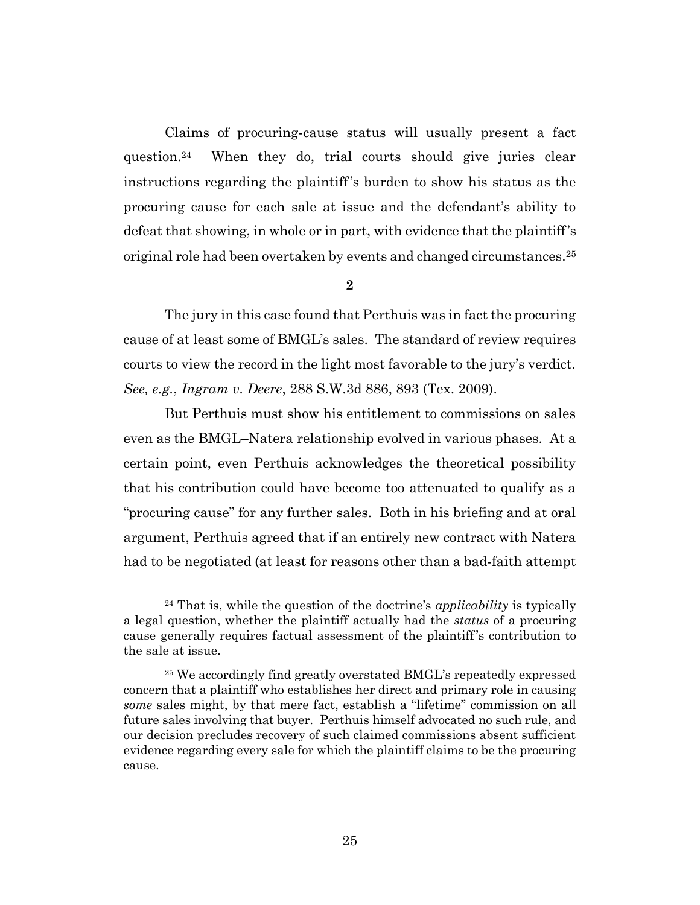Claims of procuring-cause status will usually present a fact question.[24] When they do, trial courts should give juries clear instructions regarding the plaintiff's burden to show his status as the procuring cause for each sale at issue and the defendant's ability to defeat that showing, in whole or in part, with evidence that the plaintiff's original role had been overtaken by events and changed circumstances.[25]

**2**

The jury in this case found that Perthuis was in fact the procuring cause of at least some of BMGL's sales. The standard of review requires courts to view the record in the light most favorable to the jury's verdict. *See, e.g.*, *Ingram v. Deere*, 288 S.W.3d 886, 893 (Tex. 2009).

But Perthuis must show his entitlement to commissions on sales even as the BMGL–Natera relationship evolved in various phases. At a certain point, even Perthuis acknowledges the theoretical possibility that his contribution could have become too attenuated to qualify as a "procuring cause" for any further sales. Both in his briefing and at oral argument, Perthuis agreed that if an entirely new contract with Natera had to be negotiated (at least for reasons other than a bad-faith attempt

---

[24] That is, while the question of the doctrine's *applicability* is typically a legal question, whether the plaintiff actually had the *status* of a procuring cause generally requires factual assessment of the plaintiff's contribution to the sale at issue.

[25] We accordingly find greatly overstated BMGL's repeatedly expressed concern that a plaintiff who establishes her direct and primary role in causing *some* sales might, by that mere fact, establish a "lifetime" commission on all future sales involving that buyer. Perthuis himself advocated no such rule, and our decision precludes recovery of such claimed commissions absent sufficient evidence regarding every sale for which the plaintiff claims to be the procuring cause.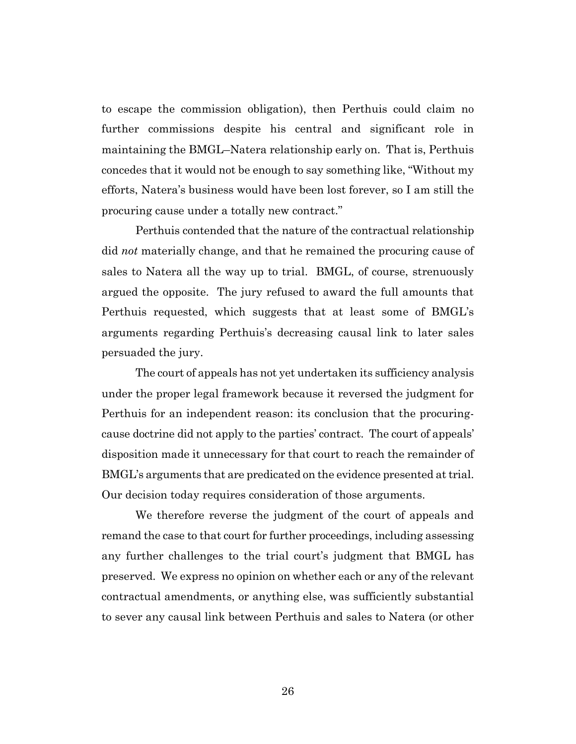to escape the commission obligation), then Perthuis could claim no further commissions despite his central and significant role in maintaining the BMGL–Natera relationship early on. That is, Perthuis concedes that it would not be enough to say something like, "Without my efforts, Natera's business would have been lost forever, so I am still the procuring cause under a totally new contract."

Perthuis contended that the nature of the contractual relationship did *not* materially change, and that he remained the procuring cause of sales to Natera all the way up to trial. BMGL, of course, strenuously argued the opposite. The jury refused to award the full amounts that Perthuis requested, which suggests that at least some of BMGL's arguments regarding Perthuis's decreasing causal link to later sales persuaded the jury.

The court of appeals has not yet undertaken its sufficiency analysis under the proper legal framework because it reversed the judgment for Perthuis for an independent reason: its conclusion that the procuring-cause doctrine did not apply to the parties' contract. The court of appeals' disposition made it unnecessary for that court to reach the remainder of BMGL's arguments that are predicated on the evidence presented at trial. Our decision today requires consideration of those arguments.

We therefore reverse the judgment of the court of appeals and remand the case to that court for further proceedings, including assessing any further challenges to the trial court's judgment that BMGL has preserved. We express no opinion on whether each or any of the relevant contractual amendments, or anything else, was sufficiently substantial to sever any causal link between Perthuis and sales to Natera (or other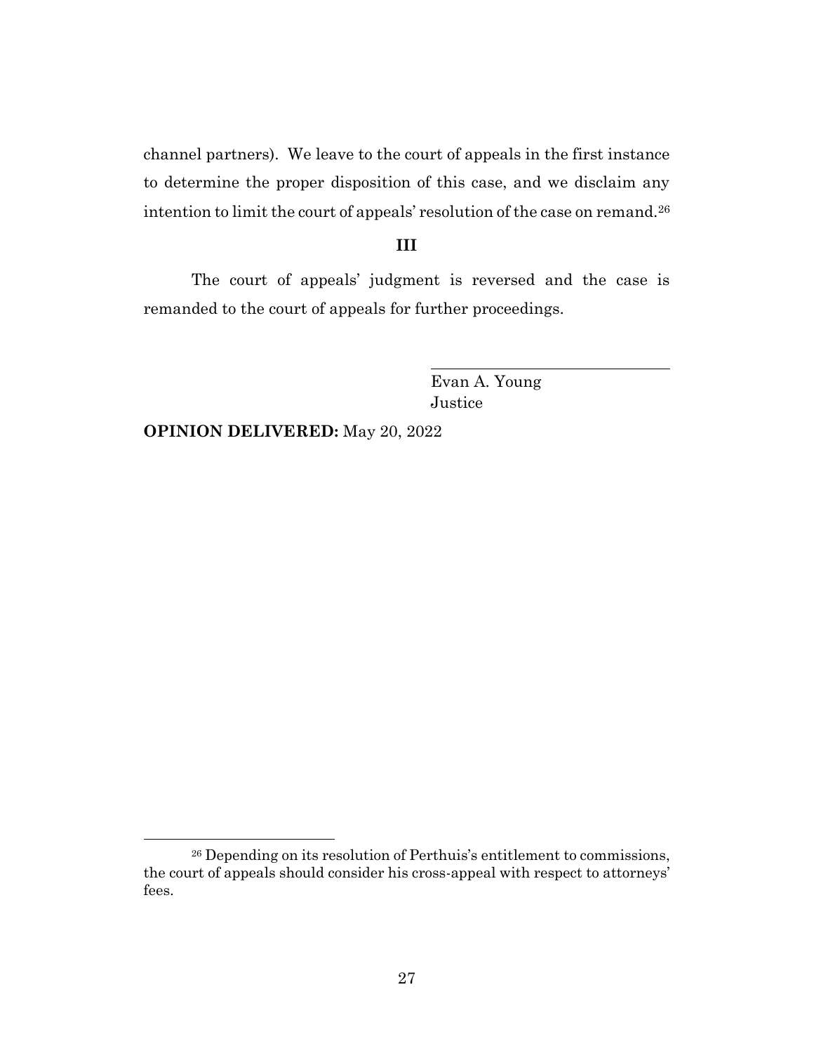channel partners). We leave to the court of appeals in the first instance to determine the proper disposition of this case, and we disclaim any intention to limit the court of appeals' resolution of the case on remand.[26]

## III

The court of appeals' judgment is reversed and the case is remanded to the court of appeals for further proceedings.

Evan A. Young
Justice

**OPINION DELIVERED:** May 20, 2022

[26] Depending on its resolution of Perthuis's entitlement to commissions, the court of appeals should consider his cross-appeal with respect to attorneys' fees.